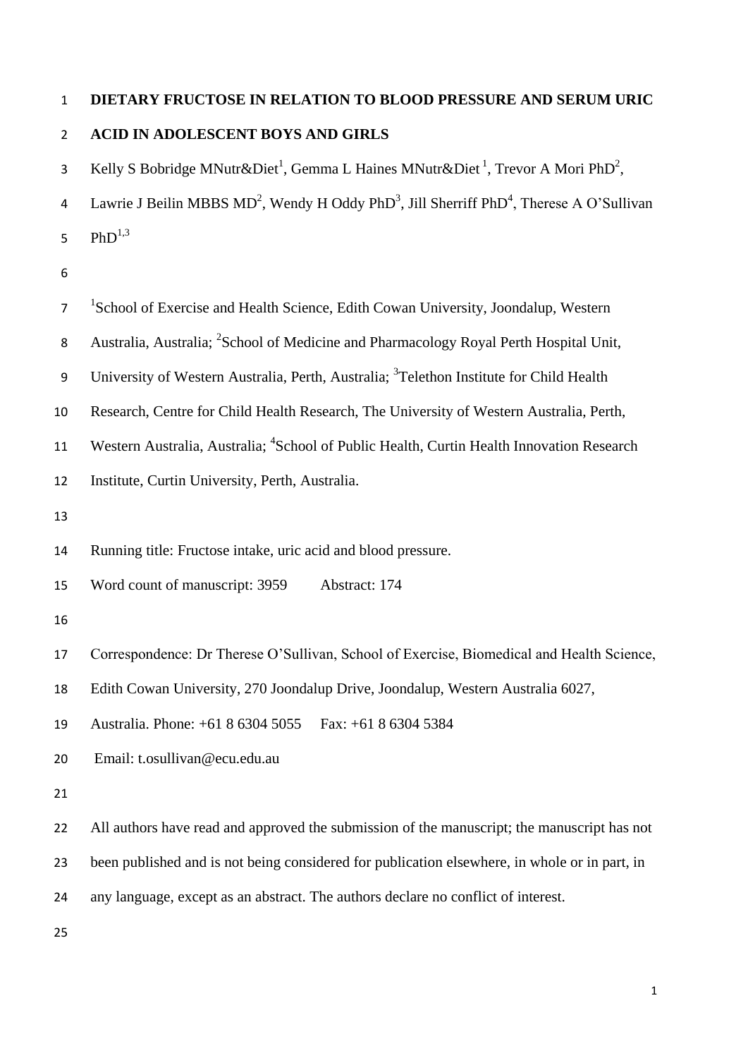# DIETARY FRUCTOSE IN RELATION TO BLOOD PRESSURE AND SERUM URIC ACID IN ADOLESCENT BOYS AND GIRLS

Kelly S Bobridge MNutr&Diet[1], Gemma L Haines MNutr&Diet [1], Trevor A Mori PhD[2], Lawrie J Beilin MBBS MD[2], Wendy H Oddy PhD[3], Jill Sherriff PhD[4], Therese A O'Sullivan PhD[1,3]

[1]School of Exercise and Health Science, Edith Cowan University, Joondalup, Western Australia, Australia; [2]School of Medicine and Pharmacology Royal Perth Hospital Unit, University of Western Australia, Perth, Australia; [3]Telethon Institute for Child Health Research, Centre for Child Health Research, The University of Western Australia, Perth, Western Australia, Australia; [4]School of Public Health, Curtin Health Innovation Research Institute, Curtin University, Perth, Australia.

Running title: Fructose intake, uric acid and blood pressure.

Word count of manuscript: 3959 Abstract: 174

Correspondence: Dr Therese O'Sullivan, School of Exercise, Biomedical and Health Science, Edith Cowan University, 270 Joondalup Drive, Joondalup, Western Australia 6027, Australia. Phone: +61 8 6304 5055 Fax: +61 8 6304 5384

Email: t.osullivan@ecu.edu.au

All authors have read and approved the submission of the manuscript; the manuscript has not been published and is not being considered for publication elsewhere, in whole or in part, in any language, except as an abstract. The authors declare no conflict of interest.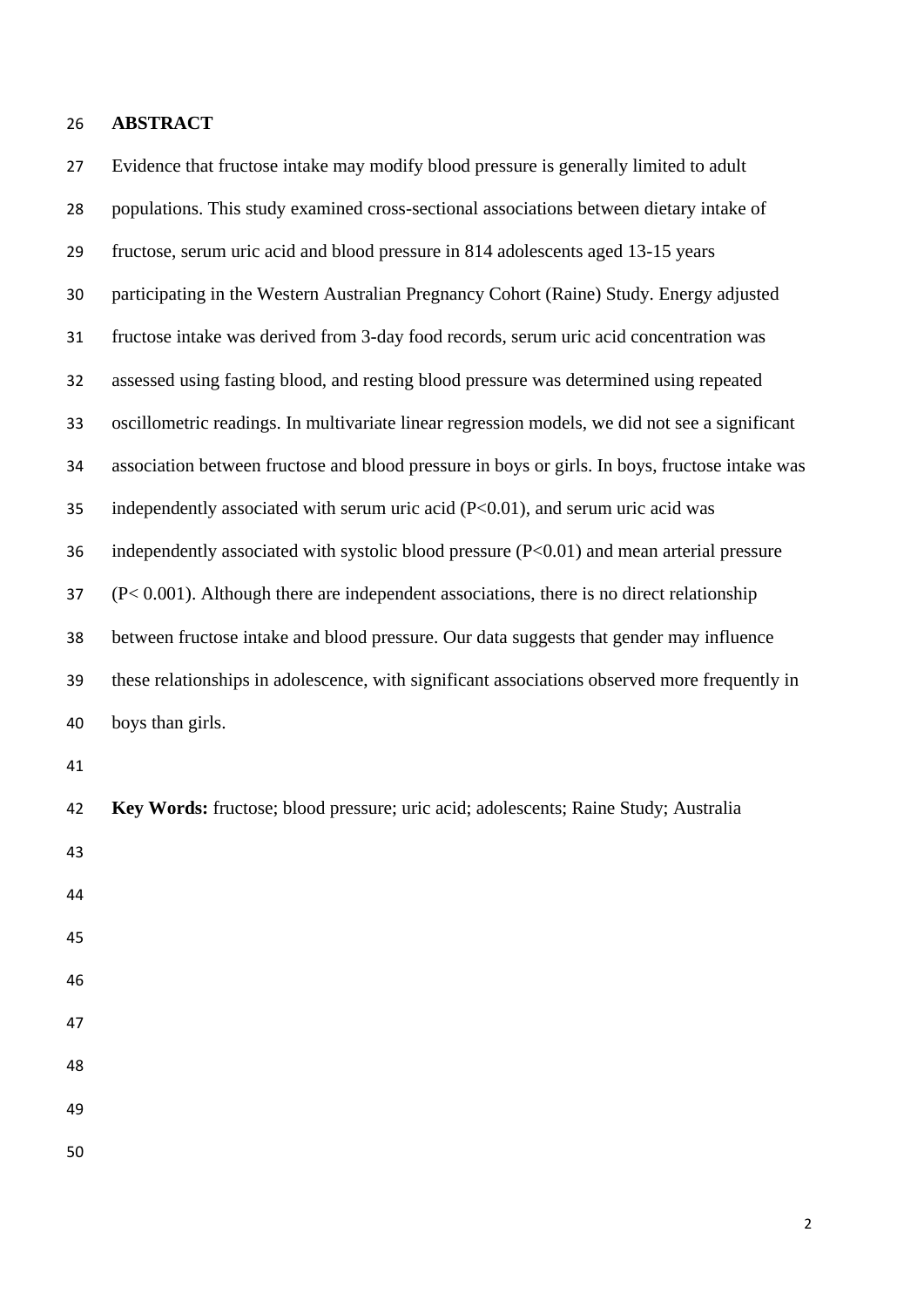## ABSTRACT

Evidence that fructose intake may modify blood pressure is generally limited to adult populations. This study examined cross-sectional associations between dietary intake of fructose, serum uric acid and blood pressure in 814 adolescents aged 13-15 years participating in the Western Australian Pregnancy Cohort (Raine) Study. Energy adjusted fructose intake was derived from 3-day food records, serum uric acid concentration was assessed using fasting blood, and resting blood pressure was determined using repeated oscillometric readings. In multivariate linear regression models, we did not see a significant association between fructose and blood pressure in boys or girls. In boys, fructose intake was independently associated with serum uric acid ($P<0.01$), and serum uric acid was independently associated with systolic blood pressure ($P<0.01$) and mean arterial pressure ($P< 0.001$). Although there are independent associations, there is no direct relationship between fructose intake and blood pressure. Our data suggests that gender may influence these relationships in adolescence, with significant associations observed more frequently in boys than girls.

**Key Words:** fructose; blood pressure; uric acid; adolescents; Raine Study; Australia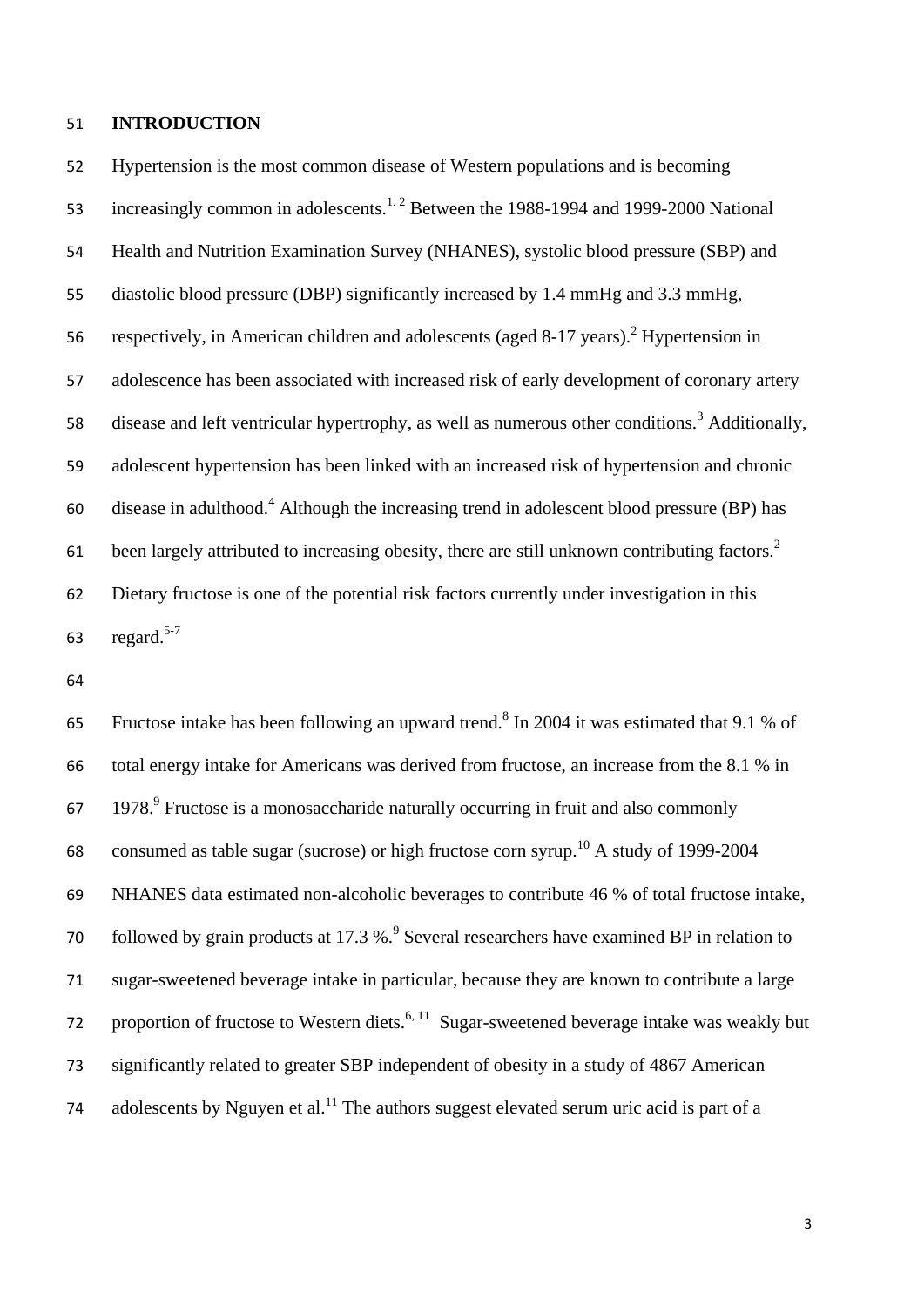# INTRODUCTION

Hypertension is the most common disease of Western populations and is becoming increasingly common in adolescents.[1, 2] Between the 1988-1994 and 1999-2000 National Health and Nutrition Examination Survey (NHANES), systolic blood pressure (SBP) and diastolic blood pressure (DBP) significantly increased by 1.4 mmHg and 3.3 mmHg, respectively, in American children and adolescents (aged 8-17 years).[2] Hypertension in adolescence has been associated with increased risk of early development of coronary artery disease and left ventricular hypertrophy, as well as numerous other conditions.[3] Additionally, adolescent hypertension has been linked with an increased risk of hypertension and chronic disease in adulthood.[4] Although the increasing trend in adolescent blood pressure (BP) has been largely attributed to increasing obesity, there are still unknown contributing factors.[2] Dietary fructose is one of the potential risk factors currently under investigation in this regard.[5-7]

Fructose intake has been following an upward trend.[8] In 2004 it was estimated that 9.1 % of total energy intake for Americans was derived from fructose, an increase from the 8.1 % in 1978.[9] Fructose is a monosaccharide naturally occurring in fruit and also commonly consumed as table sugar (sucrose) or high fructose corn syrup.[10] A study of 1999-2004 NHANES data estimated non-alcoholic beverages to contribute 46 % of total fructose intake, followed by grain products at 17.3 %.[9] Several researchers have examined BP in relation to sugar-sweetened beverage intake in particular, because they are known to contribute a large proportion of fructose to Western diets.[6, 11] Sugar-sweetened beverage intake was weakly but significantly related to greater SBP independent of obesity in a study of 4867 American adolescents by Nguyen et al.[11] The authors suggest elevated serum uric acid is part of a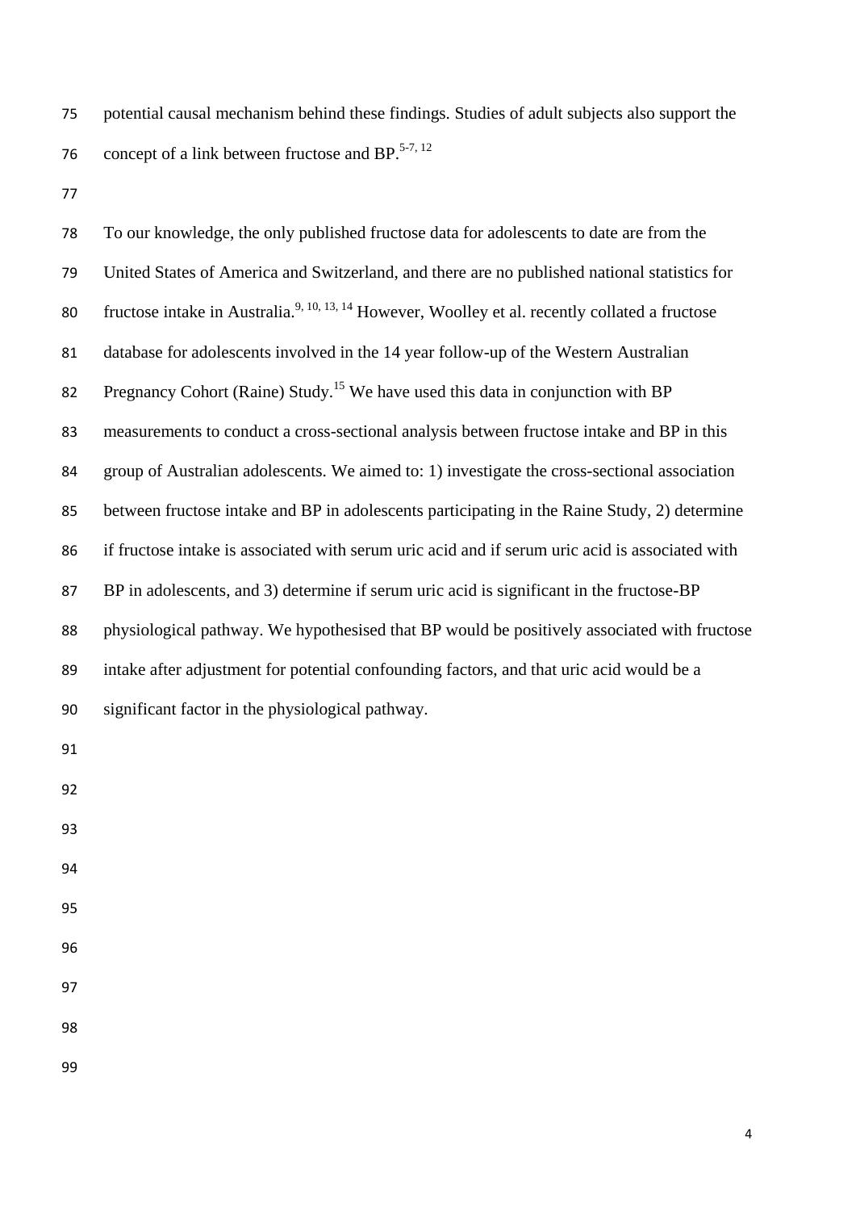potential causal mechanism behind these findings. Studies of adult subjects also support the concept of a link between fructose and BP.[5-7, 12]

To our knowledge, the only published fructose data for adolescents to date are from the United States of America and Switzerland, and there are no published national statistics for fructose intake in Australia.[9, 10, 13, 14] However, Woolley et al. recently collated a fructose database for adolescents involved in the 14 year follow-up of the Western Australian Pregnancy Cohort (Raine) Study.[15] We have used this data in conjunction with BP measurements to conduct a cross-sectional analysis between fructose intake and BP in this group of Australian adolescents. We aimed to: 1) investigate the cross-sectional association between fructose intake and BP in adolescents participating in the Raine Study, 2) determine if fructose intake is associated with serum uric acid and if serum uric acid is associated with BP in adolescents, and 3) determine if serum uric acid is significant in the fructose-BP physiological pathway. We hypothesised that BP would be positively associated with fructose intake after adjustment for potential confounding factors, and that uric acid would be a significant factor in the physiological pathway.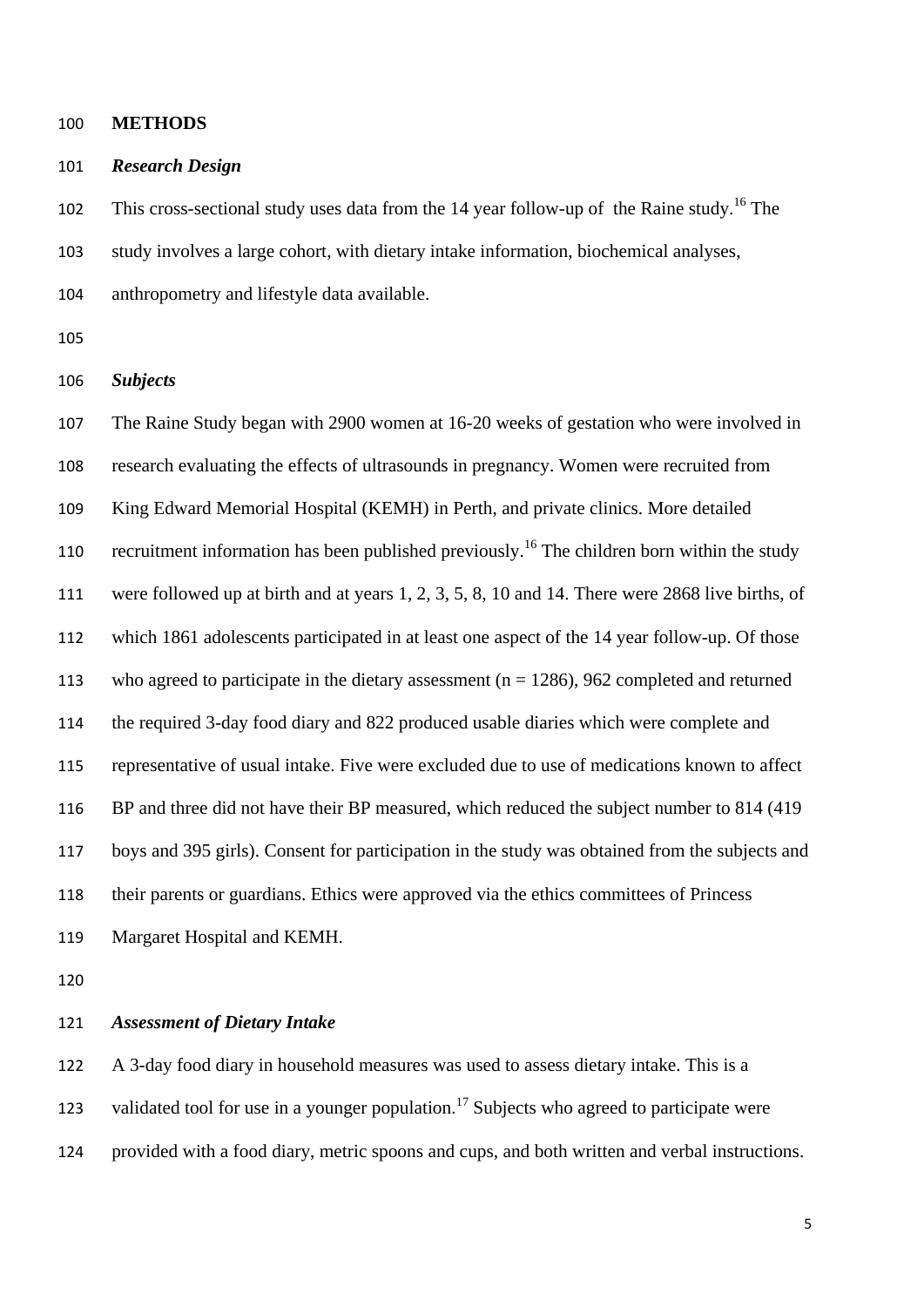## METHODS

### *Research Design*

This cross-sectional study uses data from the 14 year follow-up of the Raine study.[16] The study involves a large cohort, with dietary intake information, biochemical analyses, anthropometry and lifestyle data available.

### *Subjects*

The Raine Study began with 2900 women at 16-20 weeks of gestation who were involved in research evaluating the effects of ultrasounds in pregnancy. Women were recruited from King Edward Memorial Hospital (KEMH) in Perth, and private clinics. More detailed recruitment information has been published previously.[16] The children born within the study were followed up at birth and at years 1, 2, 3, 5, 8, 10 and 14. There were 2868 live births, of which 1861 adolescents participated in at least one aspect of the 14 year follow-up. Of those who agreed to participate in the dietary assessment (n = 1286), 962 completed and returned the required 3-day food diary and 822 produced usable diaries which were complete and representative of usual intake. Five were excluded due to use of medications known to affect BP and three did not have their BP measured, which reduced the subject number to 814 (419 boys and 395 girls). Consent for participation in the study was obtained from the subjects and their parents or guardians. Ethics were approved via the ethics committees of Princess Margaret Hospital and KEMH.

### *Assessment of Dietary Intake*

A 3-day food diary in household measures was used to assess dietary intake. This is a validated tool for use in a younger population.[17] Subjects who agreed to participate were provided with a food diary, metric spoons and cups, and both written and verbal instructions.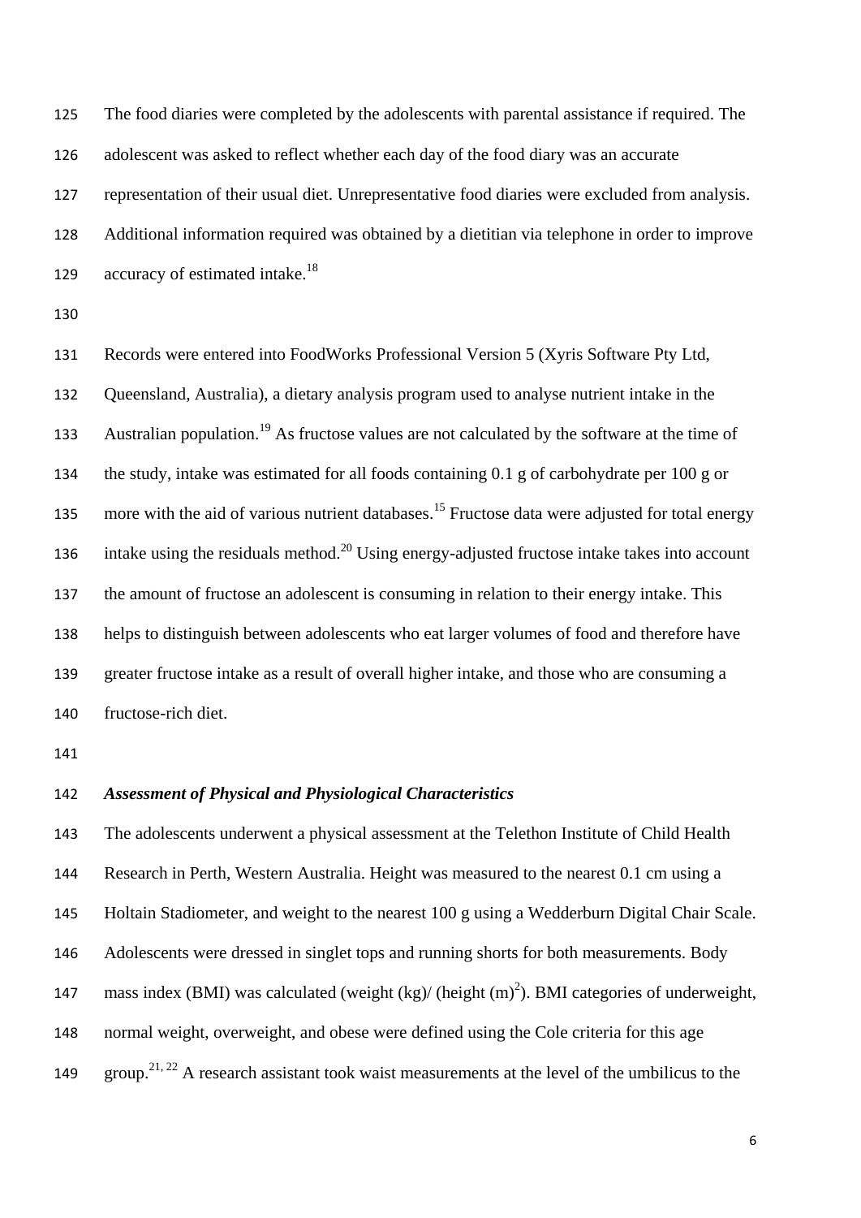The food diaries were completed by the adolescents with parental assistance if required. The adolescent was asked to reflect whether each day of the food diary was an accurate representation of their usual diet. Unrepresentative food diaries were excluded from analysis. Additional information required was obtained by a dietitian via telephone in order to improve accuracy of estimated intake.[18]

Records were entered into FoodWorks Professional Version 5 (Xyris Software Pty Ltd, Queensland, Australia), a dietary analysis program used to analyse nutrient intake in the Australian population.[19] As fructose values are not calculated by the software at the time of the study, intake was estimated for all foods containing 0.1 g of carbohydrate per 100 g or more with the aid of various nutrient databases.[15] Fructose data were adjusted for total energy intake using the residuals method.[20] Using energy-adjusted fructose intake takes into account the amount of fructose an adolescent is consuming in relation to their energy intake. This helps to distinguish between adolescents who eat larger volumes of food and therefore have greater fructose intake as a result of overall higher intake, and those who are consuming a fructose-rich diet.

### *Assessment of Physical and Physiological Characteristics*

The adolescents underwent a physical assessment at the Telethon Institute of Child Health Research in Perth, Western Australia. Height was measured to the nearest 0.1 cm using a Holtain Stadiometer, and weight to the nearest 100 g using a Wedderburn Digital Chair Scale. Adolescents were dressed in singlet tops and running shorts for both measurements. Body mass index (BMI) was calculated (weight (kg)/ (height (m)$^2$). BMI categories of underweight, normal weight, overweight, and obese were defined using the Cole criteria for this age group.[21, 22] A research assistant took waist measurements at the level of the umbilicus to the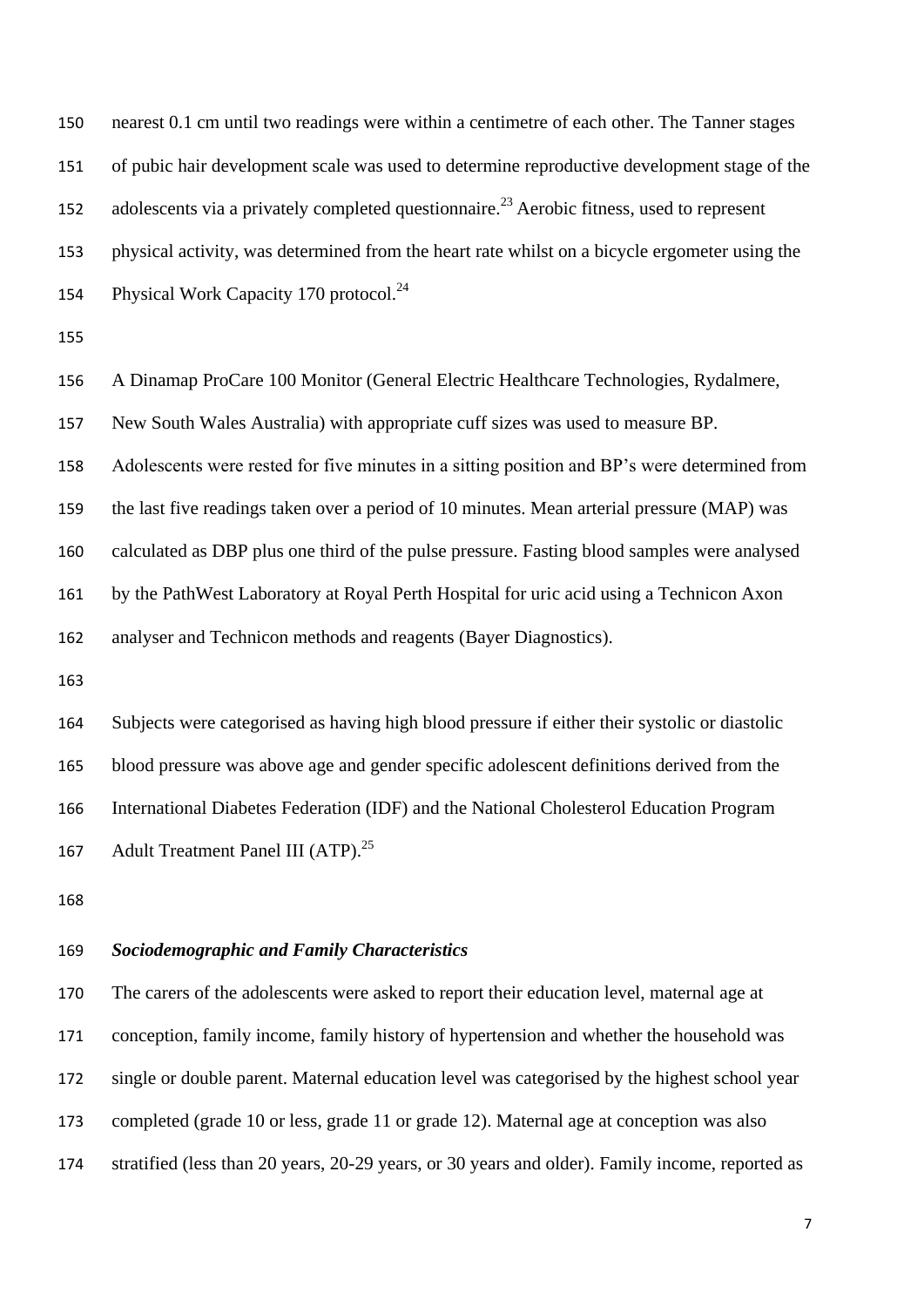nearest 0.1 cm until two readings were within a centimetre of each other. The Tanner stages of pubic hair development scale was used to determine reproductive development stage of the adolescents via a privately completed questionnaire.[23] Aerobic fitness, used to represent physical activity, was determined from the heart rate whilst on a bicycle ergometer using the Physical Work Capacity 170 protocol.[24]

A Dinamap ProCare 100 Monitor (General Electric Healthcare Technologies, Rydalmere, New South Wales Australia) with appropriate cuff sizes was used to measure BP. Adolescents were rested for five minutes in a sitting position and BP's were determined from the last five readings taken over a period of 10 minutes. Mean arterial pressure (MAP) was calculated as DBP plus one third of the pulse pressure. Fasting blood samples were analysed by the PathWest Laboratory at Royal Perth Hospital for uric acid using a Technicon Axon analyser and Technicon methods and reagents (Bayer Diagnostics).

Subjects were categorised as having high blood pressure if either their systolic or diastolic blood pressure was above age and gender specific adolescent definitions derived from the International Diabetes Federation (IDF) and the National Cholesterol Education Program Adult Treatment Panel III (ATP).[25]

### *Sociodemographic and Family Characteristics*

The carers of the adolescents were asked to report their education level, maternal age at conception, family income, family history of hypertension and whether the household was single or double parent. Maternal education level was categorised by the highest school year completed (grade 10 or less, grade 11 or grade 12). Maternal age at conception was also stratified (less than 20 years, 20-29 years, or 30 years and older). Family income, reported as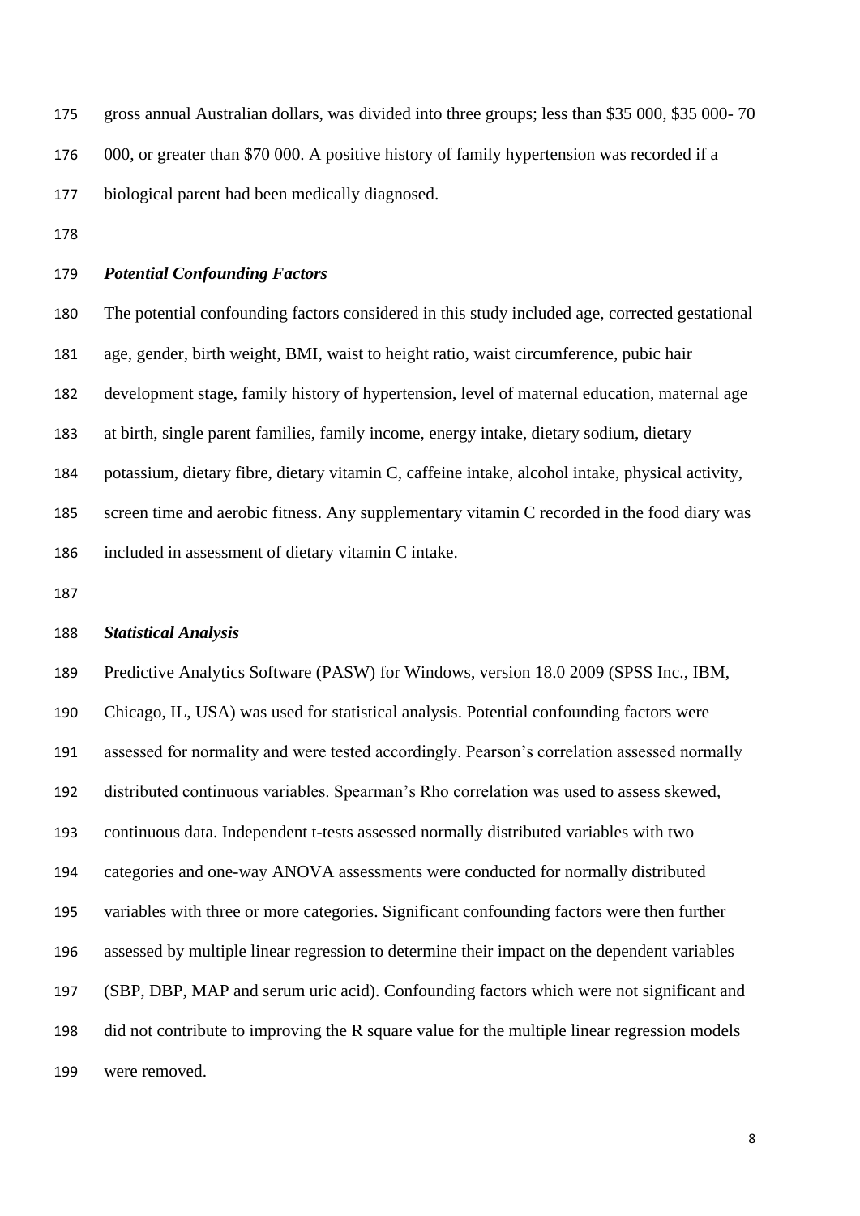gross annual Australian dollars, was divided into three groups; less than \$35 000, \$35 000- 70 000, or greater than \$70 000. A positive history of family hypertension was recorded if a biological parent had been medically diagnosed.

### *Potential Confounding Factors*

The potential confounding factors considered in this study included age, corrected gestational age, gender, birth weight, BMI, waist to height ratio, waist circumference, pubic hair development stage, family history of hypertension, level of maternal education, maternal age at birth, single parent families, family income, energy intake, dietary sodium, dietary potassium, dietary fibre, dietary vitamin C, caffeine intake, alcohol intake, physical activity, screen time and aerobic fitness. Any supplementary vitamin C recorded in the food diary was included in assessment of dietary vitamin C intake.

### *Statistical Analysis*

Predictive Analytics Software (PASW) for Windows, version 18.0 2009 (SPSS Inc., IBM, Chicago, IL, USA) was used for statistical analysis. Potential confounding factors were assessed for normality and were tested accordingly. Pearson's correlation assessed normally distributed continuous variables. Spearman's Rho correlation was used to assess skewed, continuous data. Independent t-tests assessed normally distributed variables with two categories and one-way ANOVA assessments were conducted for normally distributed variables with three or more categories. Significant confounding factors were then further assessed by multiple linear regression to determine their impact on the dependent variables (SBP, DBP, MAP and serum uric acid). Confounding factors which were not significant and did not contribute to improving the R square value for the multiple linear regression models were removed.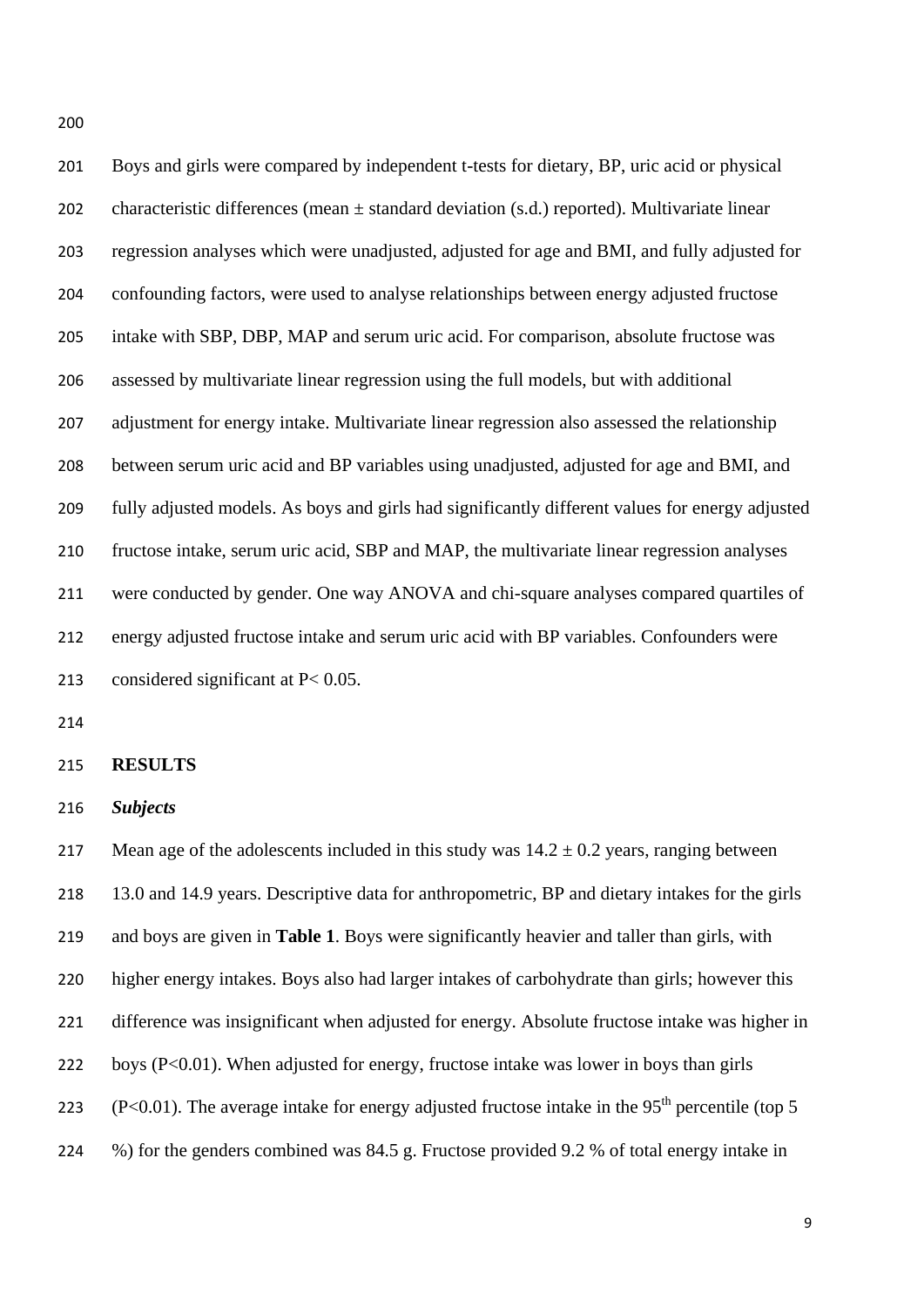Boys and girls were compared by independent t-tests for dietary, BP, uric acid or physical characteristic differences (mean ± standard deviation (s.d.) reported). Multivariate linear regression analyses which were unadjusted, adjusted for age and BMI, and fully adjusted for confounding factors, were used to analyse relationships between energy adjusted fructose intake with SBP, DBP, MAP and serum uric acid. For comparison, absolute fructose was assessed by multivariate linear regression using the full models, but with additional adjustment for energy intake. Multivariate linear regression also assessed the relationship between serum uric acid and BP variables using unadjusted, adjusted for age and BMI, and fully adjusted models. As boys and girls had significantly different values for energy adjusted fructose intake, serum uric acid, SBP and MAP, the multivariate linear regression analyses were conducted by gender. One way ANOVA and chi-square analyses compared quartiles of energy adjusted fructose intake and serum uric acid with BP variables. Confounders were considered significant at $P < 0.05$.

## RESULTS

### *Subjects*

Mean age of the adolescents included in this study was 14.2 ± 0.2 years, ranging between 13.0 and 14.9 years. Descriptive data for anthropometric, BP and dietary intakes for the girls and boys are given in **Table 1**. Boys were significantly heavier and taller than girls, with higher energy intakes. Boys also had larger intakes of carbohydrate than girls; however this difference was insignificant when adjusted for energy. Absolute fructose intake was higher in boys ($P<0.01$). When adjusted for energy, fructose intake was lower in boys than girls ($P<0.01$). The average intake for energy adjusted fructose intake in the 95$^{th}$ percentile (top 5 %) for the genders combined was 84.5 g. Fructose provided 9.2 % of total energy intake in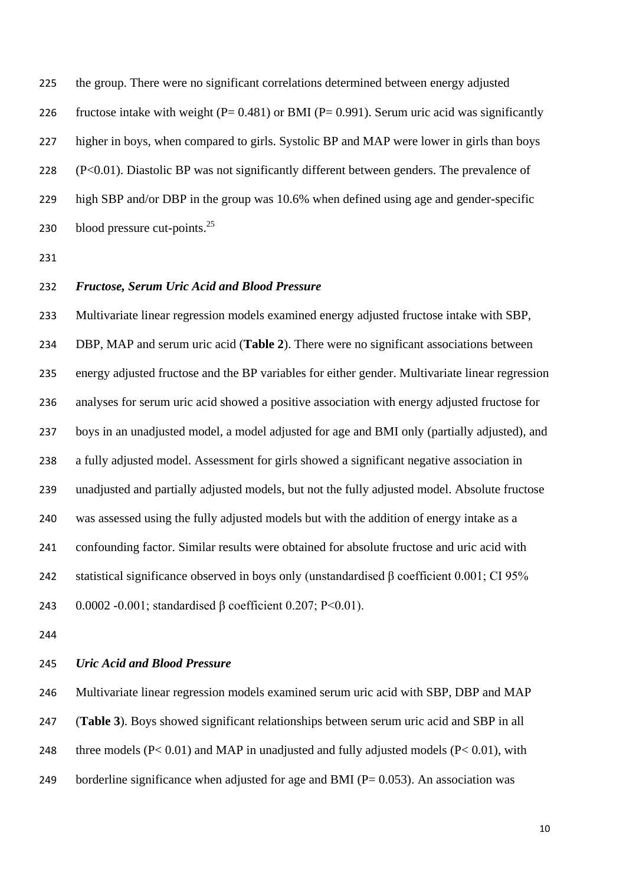the group. There were no significant correlations determined between energy adjusted fructose intake with weight ($P = 0.481$) or BMI ($P = 0.991$). Serum uric acid was significantly higher in boys, when compared to girls. Systolic BP and MAP were lower in girls than boys ($P<0.01$). Diastolic BP was not significantly different between genders. The prevalence of high SBP and/or DBP in the group was 10.6% when defined using age and gender-specific blood pressure cut-points.[25]

### *Fructose, Serum Uric Acid and Blood Pressure*

Multivariate linear regression models examined energy adjusted fructose intake with SBP, DBP, MAP and serum uric acid (**Table 2**). There were no significant associations between energy adjusted fructose and the BP variables for either gender. Multivariate linear regression analyses for serum uric acid showed a positive association with energy adjusted fructose for boys in an unadjusted model, a model adjusted for age and BMI only (partially adjusted), and a fully adjusted model. Assessment for girls showed a significant negative association in unadjusted and partially adjusted models, but not the fully adjusted model. Absolute fructose was assessed using the fully adjusted models but with the addition of energy intake as a confounding factor. Similar results were obtained for absolute fructose and uric acid with statistical significance observed in boys only (unstandardised $\beta$ coefficient 0.001; CI 95% 0.0002 -0.001; standardised $\beta$ coefficient 0.207; $P<0.01$).

### *Uric Acid and Blood Pressure*

Multivariate linear regression models examined serum uric acid with SBP, DBP and MAP (**Table 3**). Boys showed significant relationships between serum uric acid and SBP in all three models ($P< 0.01$) and MAP in unadjusted and fully adjusted models ($P< 0.01$), with borderline significance when adjusted for age and BMI ($P= 0.053$). An association was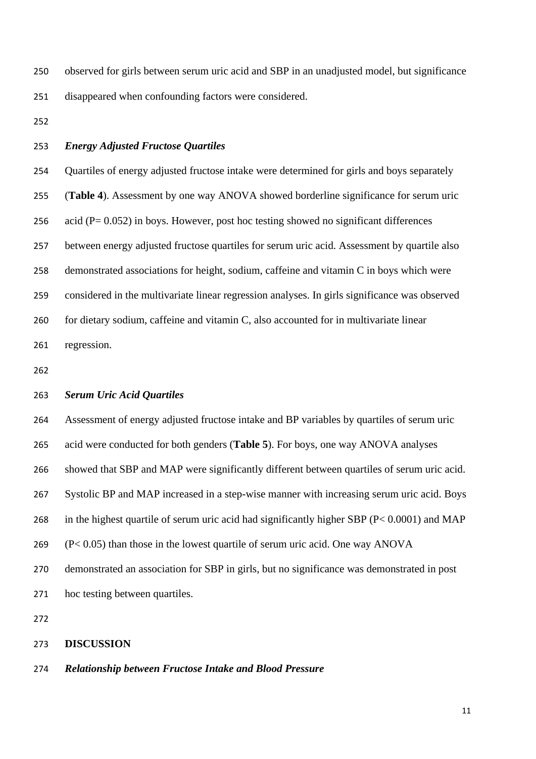observed for girls between serum uric acid and SBP in an unadjusted model, but significance disappeared when confounding factors were considered.

### *Energy Adjusted Fructose Quartiles*

Quartiles of energy adjusted fructose intake were determined for girls and boys separately (**Table 4**). Assessment by one way ANOVA showed borderline significance for serum uric acid (P= 0.052) in boys. However, post hoc testing showed no significant differences between energy adjusted fructose quartiles for serum uric acid. Assessment by quartile also demonstrated associations for height, sodium, caffeine and vitamin C in boys which were considered in the multivariate linear regression analyses. In girls significance was observed for dietary sodium, caffeine and vitamin C, also accounted for in multivariate linear regression.

### *Serum Uric Acid Quartiles*

Assessment of energy adjusted fructose intake and BP variables by quartiles of serum uric acid were conducted for both genders (**Table 5**). For boys, one way ANOVA analyses showed that SBP and MAP were significantly different between quartiles of serum uric acid. Systolic BP and MAP increased in a step-wise manner with increasing serum uric acid. Boys in the highest quartile of serum uric acid had significantly higher SBP (P< 0.0001) and MAP (P< 0.05) than those in the lowest quartile of serum uric acid. One way ANOVA demonstrated an association for SBP in girls, but no significance was demonstrated in post hoc testing between quartiles.

## DISCUSSION

### *Relationship between Fructose Intake and Blood Pressure*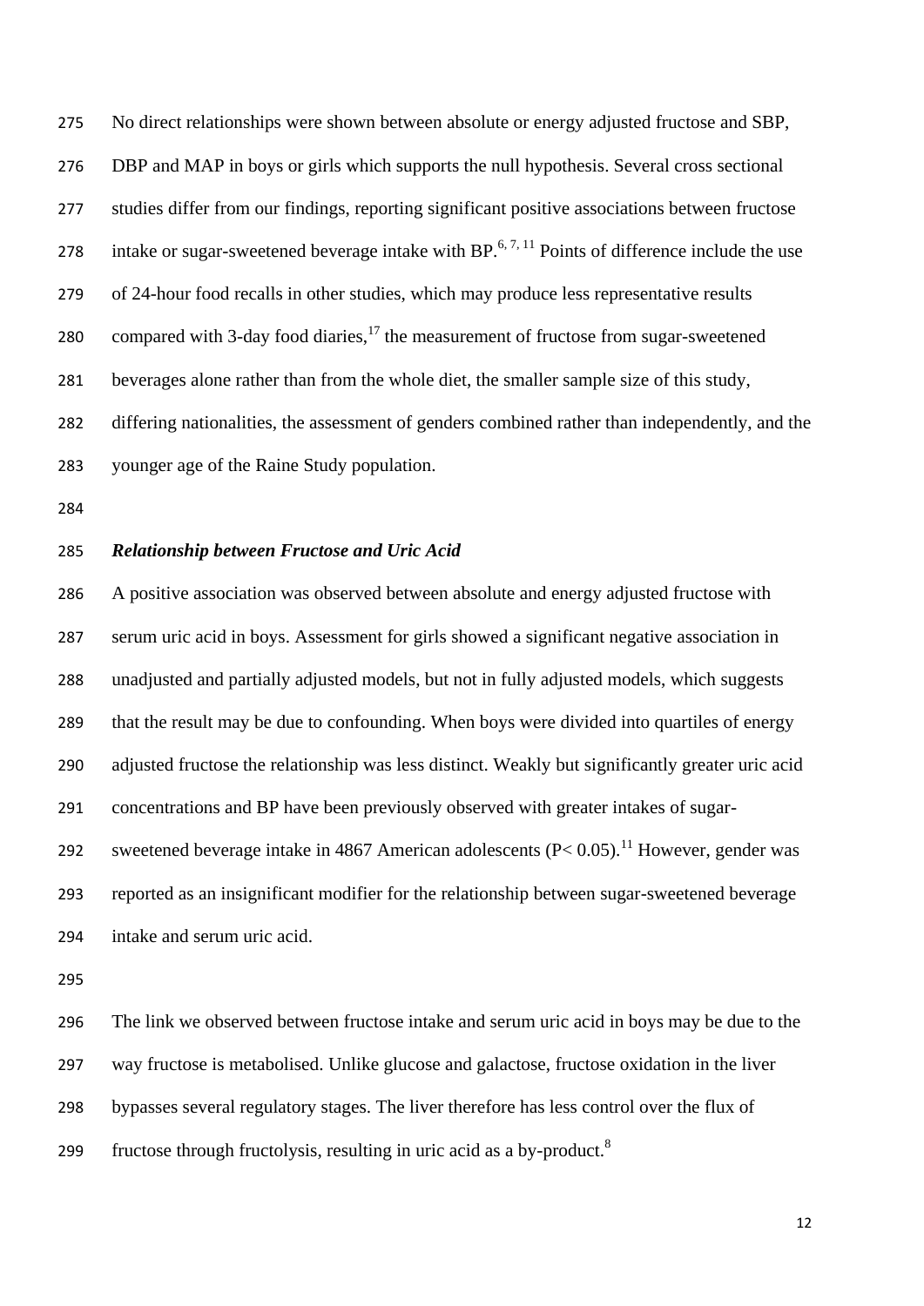No direct relationships were shown between absolute or energy adjusted fructose and SBP, DBP and MAP in boys or girls which supports the null hypothesis. Several cross sectional studies differ from our findings, reporting significant positive associations between fructose intake or sugar-sweetened beverage intake with BP.[6, 7, 11] Points of difference include the use of 24-hour food recalls in other studies, which may produce less representative results compared with 3-day food diaries,[17] the measurement of fructose from sugar-sweetened beverages alone rather than from the whole diet, the smaller sample size of this study, differing nationalities, the assessment of genders combined rather than independently, and the younger age of the Raine Study population.

### *Relationship between Fructose and Uric Acid*

A positive association was observed between absolute and energy adjusted fructose with serum uric acid in boys. Assessment for girls showed a significant negative association in unadjusted and partially adjusted models, but not in fully adjusted models, which suggests that the result may be due to confounding. When boys were divided into quartiles of energy adjusted fructose the relationship was less distinct. Weakly but significantly greater uric acid concentrations and BP have been previously observed with greater intakes of sugar-sweetened beverage intake in 4867 American adolescents ($P < 0.05$).[11] However, gender was reported as an insignificant modifier for the relationship between sugar-sweetened beverage intake and serum uric acid.

The link we observed between fructose intake and serum uric acid in boys may be due to the way fructose is metabolised. Unlike glucose and galactose, fructose oxidation in the liver bypasses several regulatory stages. The liver therefore has less control over the flux of fructose through fructolysis, resulting in uric acid as a by-product.[8]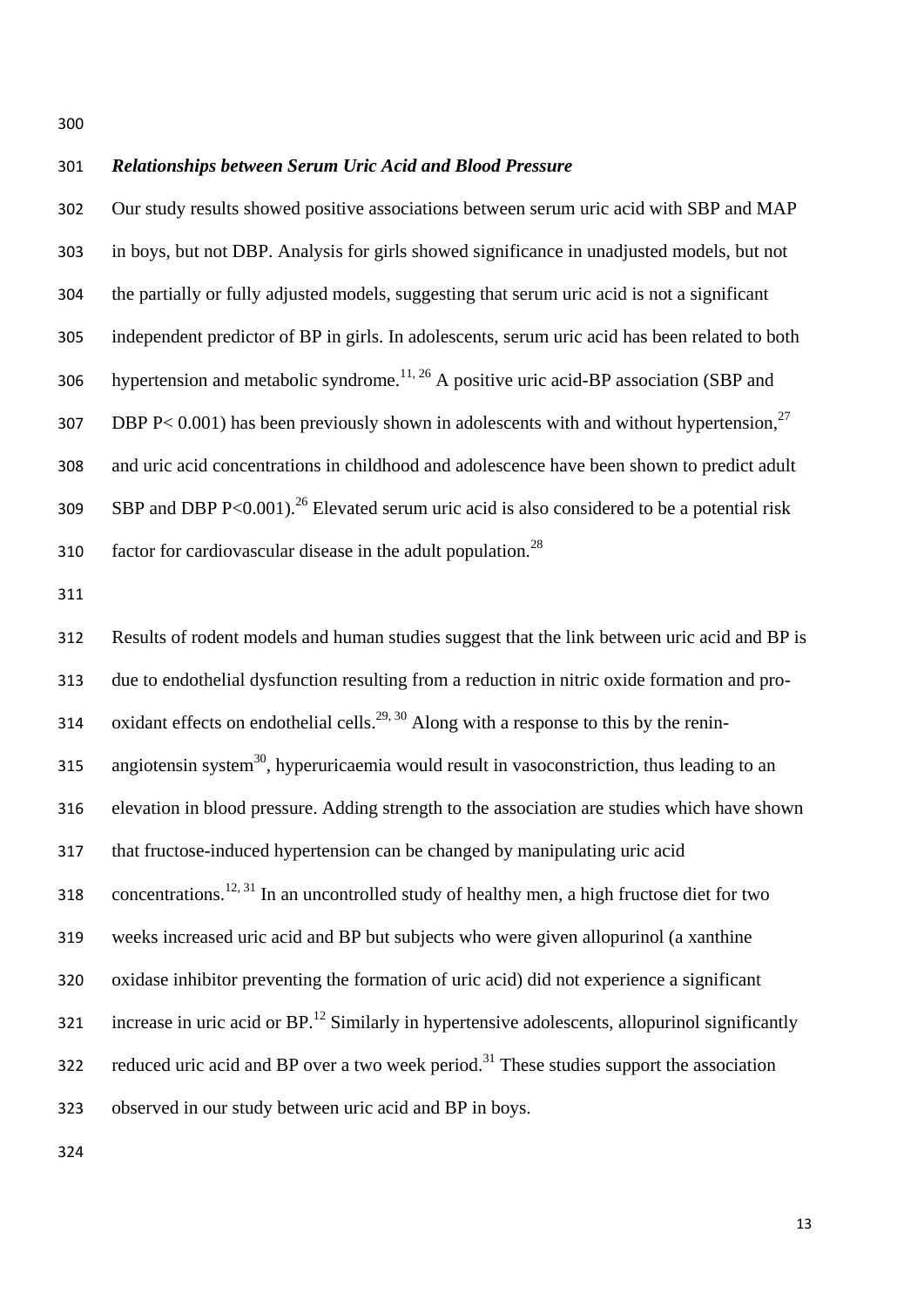### *Relationships between Serum Uric Acid and Blood Pressure*

Our study results showed positive associations between serum uric acid with SBP and MAP in boys, but not DBP. Analysis for girls showed significance in unadjusted models, but not the partially or fully adjusted models, suggesting that serum uric acid is not a significant independent predictor of BP in girls. In adolescents, serum uric acid has been related to both hypertension and metabolic syndrome.[11, 26] A positive uric acid-BP association (SBP and DBP $P< 0.001$) has been previously shown in adolescents with and without hypertension,[27] and uric acid concentrations in childhood and adolescence have been shown to predict adult SBP and DBP $P<0.001$).[26] Elevated serum uric acid is also considered to be a potential risk factor for cardiovascular disease in the adult population.[28]

Results of rodent models and human studies suggest that the link between uric acid and BP is due to endothelial dysfunction resulting from a reduction in nitric oxide formation and pro-oxidant effects on endothelial cells.[29, 30] Along with a response to this by the renin-angiotensin system[30], hyperuricaemia would result in vasoconstriction, thus leading to an elevation in blood pressure. Adding strength to the association are studies which have shown that fructose-induced hypertension can be changed by manipulating uric acid concentrations.[12, 31] In an uncontrolled study of healthy men, a high fructose diet for two weeks increased uric acid and BP but subjects who were given allopurinol (a xanthine oxidase inhibitor preventing the formation of uric acid) did not experience a significant increase in uric acid or BP.[12] Similarly in hypertensive adolescents, allopurinol significantly reduced uric acid and BP over a two week period.[31] These studies support the association observed in our study between uric acid and BP in boys.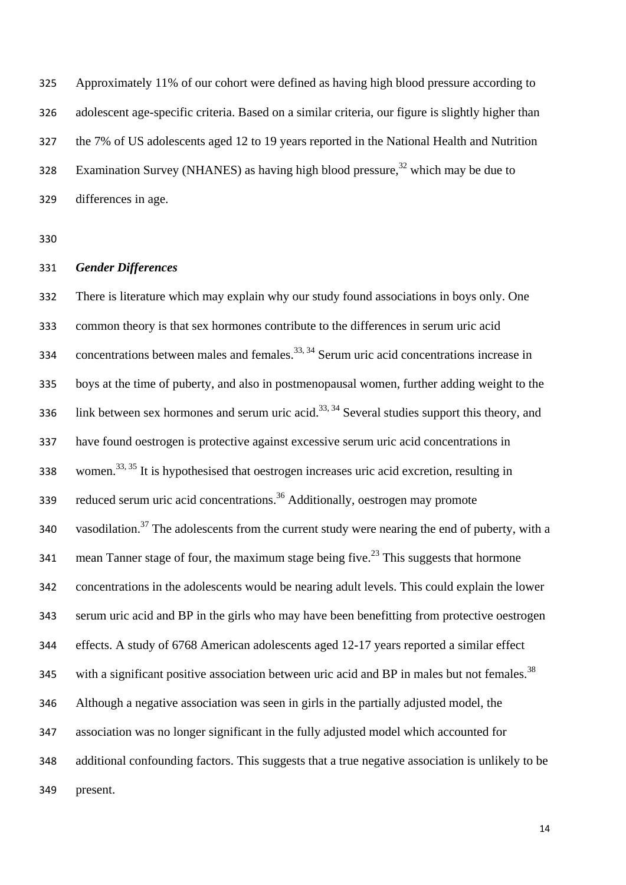Approximately 11% of our cohort were defined as having high blood pressure according to adolescent age-specific criteria. Based on a similar criteria, our figure is slightly higher than the 7% of US adolescents aged 12 to 19 years reported in the National Health and Nutrition Examination Survey (NHANES) as having high blood pressure,[32] which may be due to differences in age.

### *Gender Differences*

There is literature which may explain why our study found associations in boys only. One common theory is that sex hormones contribute to the differences in serum uric acid concentrations between males and females.[33, 34] Serum uric acid concentrations increase in boys at the time of puberty, and also in postmenopausal women, further adding weight to the link between sex hormones and serum uric acid.[33, 34] Several studies support this theory, and have found oestrogen is protective against excessive serum uric acid concentrations in women.[33, 35] It is hypothesised that oestrogen increases uric acid excretion, resulting in reduced serum uric acid concentrations.[36] Additionally, oestrogen may promote vasodilation.[37] The adolescents from the current study were nearing the end of puberty, with a mean Tanner stage of four, the maximum stage being five.[23] This suggests that hormone concentrations in the adolescents would be nearing adult levels. This could explain the lower serum uric acid and BP in the girls who may have been benefitting from protective oestrogen effects. A study of 6768 American adolescents aged 12-17 years reported a similar effect with a significant positive association between uric acid and BP in males but not females.[38] Although a negative association was seen in girls in the partially adjusted model, the association was no longer significant in the fully adjusted model which accounted for additional confounding factors. This suggests that a true negative association is unlikely to be present.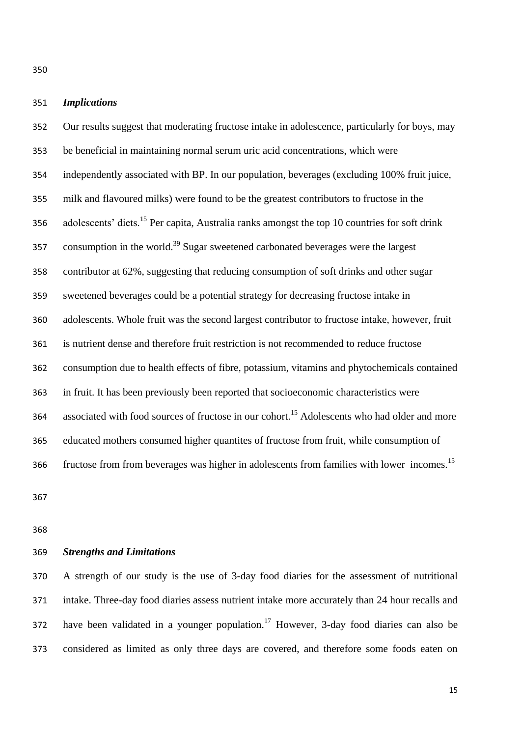### *Implications*

Our results suggest that moderating fructose intake in adolescence, particularly for boys, may be beneficial in maintaining normal serum uric acid concentrations, which were independently associated with BP. In our population, beverages (excluding 100% fruit juice, milk and flavoured milks) were found to be the greatest contributors to fructose in the adolescents' diets.[15] Per capita, Australia ranks amongst the top 10 countries for soft drink consumption in the world.[39] Sugar sweetened carbonated beverages were the largest contributor at 62%, suggesting that reducing consumption of soft drinks and other sugar sweetened beverages could be a potential strategy for decreasing fructose intake in adolescents. Whole fruit was the second largest contributor to fructose intake, however, fruit is nutrient dense and therefore fruit restriction is not recommended to reduce fructose consumption due to health effects of fibre, potassium, vitamins and phytochemicals contained in fruit. It has been previously been reported that socioeconomic characteristics were associated with food sources of fructose in our cohort.[15] Adolescents who had older and more educated mothers consumed higher quantites of fructose from fruit, while consumption of fructose from from beverages was higher in adolescents from families with lower incomes.[15]

### *Strengths and Limitations*

A strength of our study is the use of 3-day food diaries for the assessment of nutritional intake. Three-day food diaries assess nutrient intake more accurately than 24 hour recalls and have been validated in a younger population.[17] However, 3-day food diaries can also be considered as limited as only three days are covered, and therefore some foods eaten on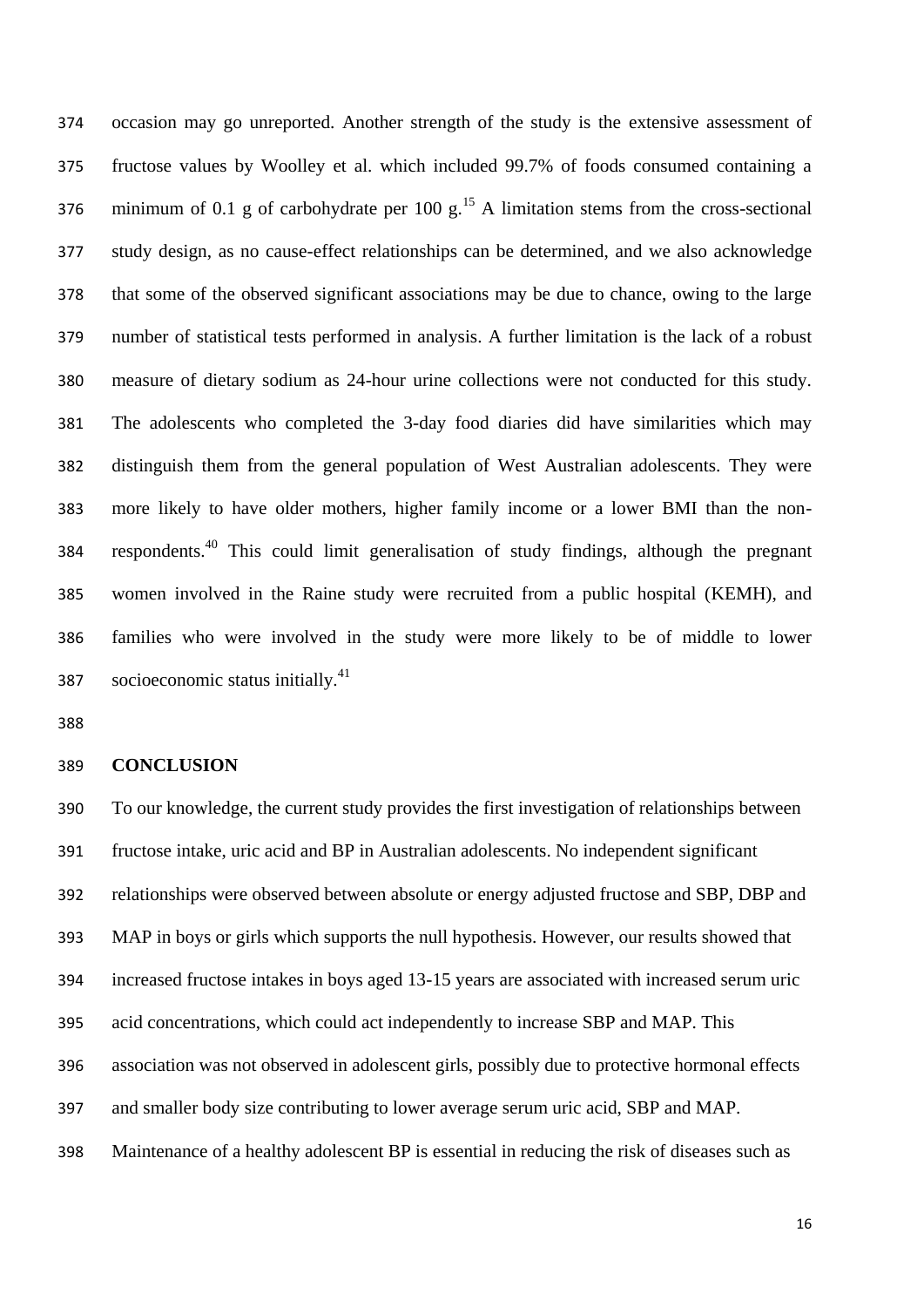occasion may go unreported. Another strength of the study is the extensive assessment of fructose values by Woolley et al. which included 99.7% of foods consumed containing a minimum of 0.1 g of carbohydrate per 100 g.[15] A limitation stems from the cross-sectional study design, as no cause-effect relationships can be determined, and we also acknowledge that some of the observed significant associations may be due to chance, owing to the large number of statistical tests performed in analysis. A further limitation is the lack of a robust measure of dietary sodium as 24-hour urine collections were not conducted for this study. The adolescents who completed the 3-day food diaries did have similarities which may distinguish them from the general population of West Australian adolescents. They were more likely to have older mothers, higher family income or a lower BMI than the non-respondents.[40] This could limit generalisation of study findings, although the pregnant women involved in the Raine study were recruited from a public hospital (KEMH), and families who were involved in the study were more likely to be of middle to lower socioeconomic status initially.[41]

## CONCLUSION

To our knowledge, the current study provides the first investigation of relationships between fructose intake, uric acid and BP in Australian adolescents. No independent significant relationships were observed between absolute or energy adjusted fructose and SBP, DBP and MAP in boys or girls which supports the null hypothesis. However, our results showed that increased fructose intakes in boys aged 13-15 years are associated with increased serum uric acid concentrations, which could act independently to increase SBP and MAP. This association was not observed in adolescent girls, possibly due to protective hormonal effects and smaller body size contributing to lower average serum uric acid, SBP and MAP. Maintenance of a healthy adolescent BP is essential in reducing the risk of diseases such as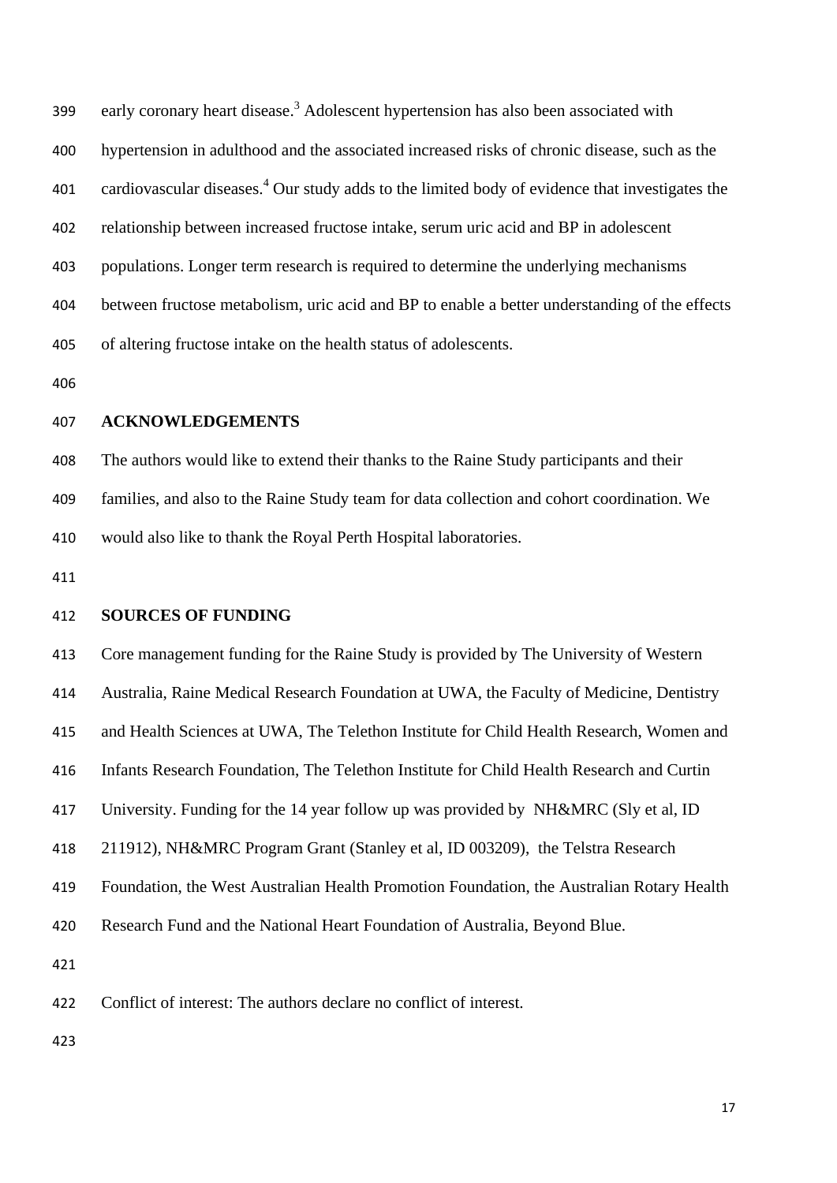early coronary heart disease.[3] Adolescent hypertension has also been associated with hypertension in adulthood and the associated increased risks of chronic disease, such as the cardiovascular diseases.[4] Our study adds to the limited body of evidence that investigates the relationship between increased fructose intake, serum uric acid and BP in adolescent populations. Longer term research is required to determine the underlying mechanisms between fructose metabolism, uric acid and BP to enable a better understanding of the effects of altering fructose intake on the health status of adolescents.

## ACKNOWLEDGEMENTS

The authors would like to extend their thanks to the Raine Study participants and their families, and also to the Raine Study team for data collection and cohort coordination. We would also like to thank the Royal Perth Hospital laboratories.

## SOURCES OF FUNDING

Core management funding for the Raine Study is provided by The University of Western Australia, Raine Medical Research Foundation at UWA, the Faculty of Medicine, Dentistry and Health Sciences at UWA, The Telethon Institute for Child Health Research, Women and Infants Research Foundation, The Telethon Institute for Child Health Research and Curtin University. Funding for the 14 year follow up was provided by NH&MRC (Sly et al, ID 211912), NH&MRC Program Grant (Stanley et al, ID 003209), the Telstra Research Foundation, the West Australian Health Promotion Foundation, the Australian Rotary Health Research Fund and the National Heart Foundation of Australia, Beyond Blue.

Conflict of interest: The authors declare no conflict of interest.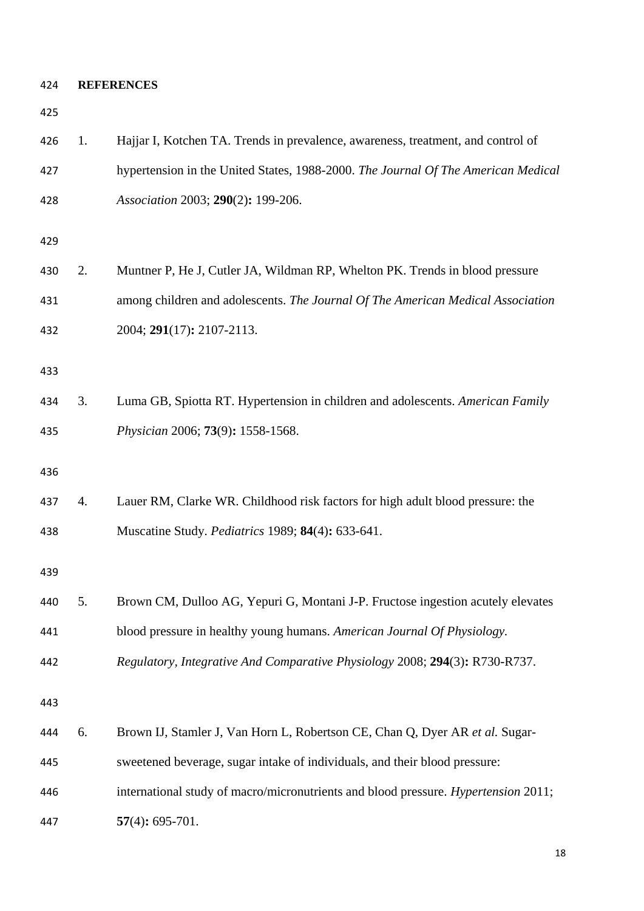**REFERENCES**

1. Hajjar I, Kotchen TA. Trends in prevalence, awareness, treatment, and control of hypertension in the United States, 1988-2000. *The Journal Of The American Medical Association* 2003; **290**(2)**:** 199-206.

2. Muntner P, He J, Cutler JA, Wildman RP, Whelton PK. Trends in blood pressure among children and adolescents. *The Journal Of The American Medical Association* 2004; **291**(17)**:** 2107-2113.

3. Luma GB, Spiotta RT. Hypertension in children and adolescents. *American Family Physician* 2006; **73**(9)**:** 1558-1568.

4. Lauer RM, Clarke WR. Childhood risk factors for high adult blood pressure: the Muscatine Study. *Pediatrics* 1989; **84**(4)**:** 633-641.

5. Brown CM, Dulloo AG, Yepuri G, Montani J-P. Fructose ingestion acutely elevates blood pressure in healthy young humans. *American Journal Of Physiology. Regulatory, Integrative And Comparative Physiology* 2008; **294**(3)**:** R730-R737.

6. Brown IJ, Stamler J, Van Horn L, Robertson CE, Chan Q, Dyer AR *et al.* Sugar-sweetened beverage, sugar intake of individuals, and their blood pressure: international study of macro/micronutrients and blood pressure. *Hypertension* 2011; **57**(4)**:** 695-701.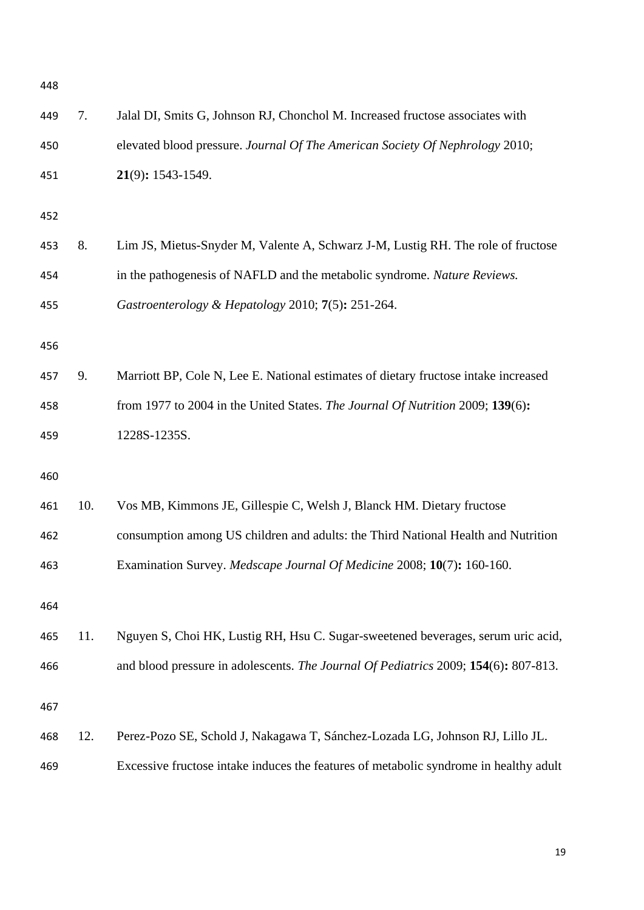7. Jalal DI, Smits G, Johnson RJ, Chonchol M. Increased fructose associates with elevated blood pressure. *Journal Of The American Society Of Nephrology* 2010; **21**(9)**:** 1543-1549.

8. Lim JS, Mietus-Snyder M, Valente A, Schwarz J-M, Lustig RH. The role of fructose in the pathogenesis of NAFLD and the metabolic syndrome. *Nature Reviews. Gastroenterology & Hepatology* 2010; **7**(5)**:** 251-264.

9. Marriott BP, Cole N, Lee E. National estimates of dietary fructose intake increased from 1977 to 2004 in the United States. *The Journal Of Nutrition* 2009; **139**(6)**:** 1228S-1235S.

10. Vos MB, Kimmons JE, Gillespie C, Welsh J, Blanck HM. Dietary fructose consumption among US children and adults: the Third National Health and Nutrition Examination Survey. *Medscape Journal Of Medicine* 2008; **10**(7)**:** 160-160.

11. Nguyen S, Choi HK, Lustig RH, Hsu C. Sugar-sweetened beverages, serum uric acid, and blood pressure in adolescents. *The Journal Of Pediatrics* 2009; **154**(6)**:** 807-813.

12. Perez-Pozo SE, Schold J, Nakagawa T, Sánchez-Lozada LG, Johnson RJ, Lillo JL. Excessive fructose intake induces the features of metabolic syndrome in healthy adult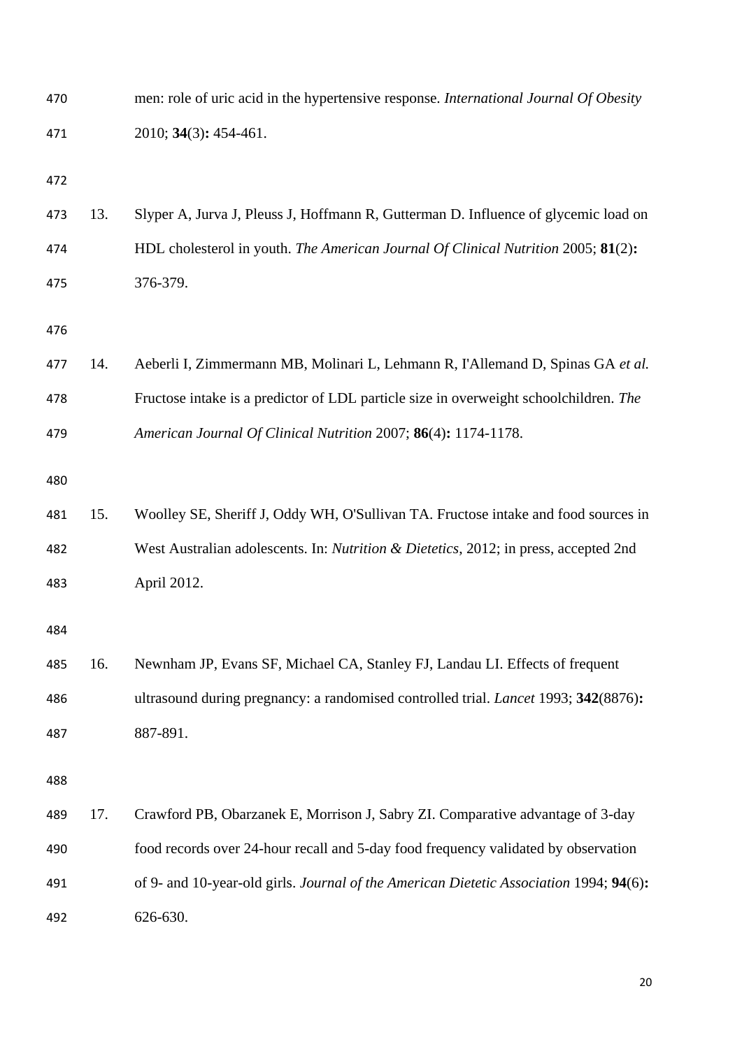men: role of uric acid in the hypertensive response. *International Journal Of Obesity* 2010; **34**(3)**:** 454-461.

13. Slyper A, Jurva J, Pleuss J, Hoffmann R, Gutterman D. Influence of glycemic load on HDL cholesterol in youth. *The American Journal Of Clinical Nutrition* 2005; **81**(2)**:** 376-379.

14. Aeberli I, Zimmermann MB, Molinari L, Lehmann R, I'Allemand D, Spinas GA *et al.* Fructose intake is a predictor of LDL particle size in overweight schoolchildren. *The American Journal Of Clinical Nutrition* 2007; **86**(4)**:** 1174-1178.

15. Woolley SE, Sheriff J, Oddy WH, O'Sullivan TA. Fructose intake and food sources in West Australian adolescents. In: *Nutrition & Dietetics*, 2012; in press, accepted 2nd April 2012.

16. Newnham JP, Evans SF, Michael CA, Stanley FJ, Landau LI. Effects of frequent ultrasound during pregnancy: a randomised controlled trial. *Lancet* 1993; **342**(8876)**:** 887-891.

17. Crawford PB, Obarzanek E, Morrison J, Sabry ZI. Comparative advantage of 3-day food records over 24-hour recall and 5-day food frequency validated by observation of 9- and 10-year-old girls. *Journal of the American Dietetic Association* 1994; **94**(6)**:** 626-630.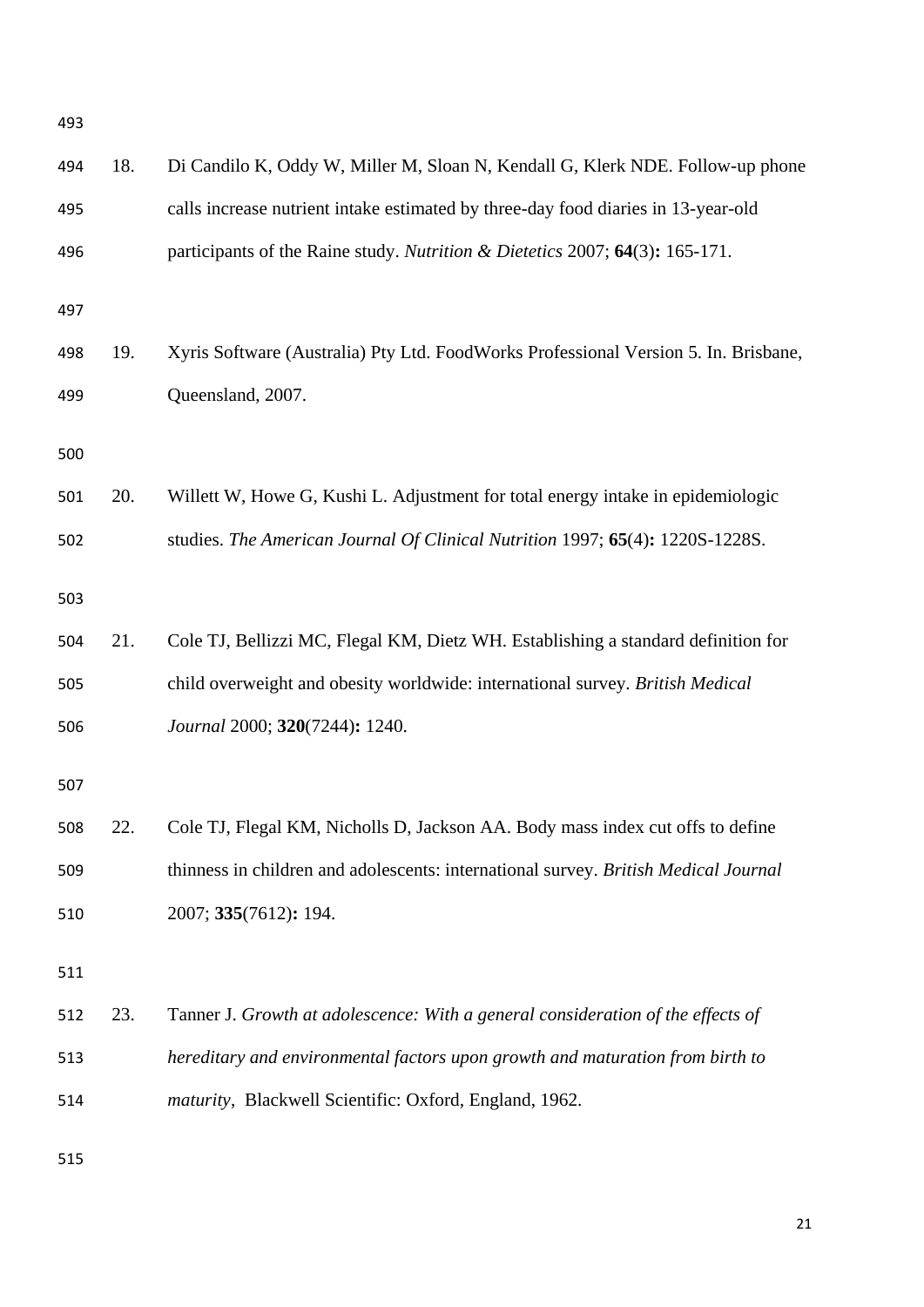18. Di Candilo K, Oddy W, Miller M, Sloan N, Kendall G, Klerk NDE. Follow-up phone calls increase nutrient intake estimated by three-day food diaries in 13-year-old participants of the Raine study. *Nutrition & Dietetics* 2007; **64**(3)**:** 165-171.

19. Xyris Software (Australia) Pty Ltd. FoodWorks Professional Version 5. In. Brisbane, Queensland, 2007.

20. Willett W, Howe G, Kushi L. Adjustment for total energy intake in epidemiologic studies. *The American Journal Of Clinical Nutrition* 1997; **65**(4)**:** 1220S-1228S.

21. Cole TJ, Bellizzi MC, Flegal KM, Dietz WH. Establishing a standard definition for child overweight and obesity worldwide: international survey. *British Medical Journal* 2000; **320**(7244)**:** 1240.

22. Cole TJ, Flegal KM, Nicholls D, Jackson AA. Body mass index cut offs to define thinness in children and adolescents: international survey. *British Medical Journal* 2007; **335**(7612)**:** 194.

23. Tanner J. *Growth at adolescence: With a general consideration of the effects of hereditary and environmental factors upon growth and maturation from birth to maturity*, Blackwell Scientific: Oxford, England, 1962.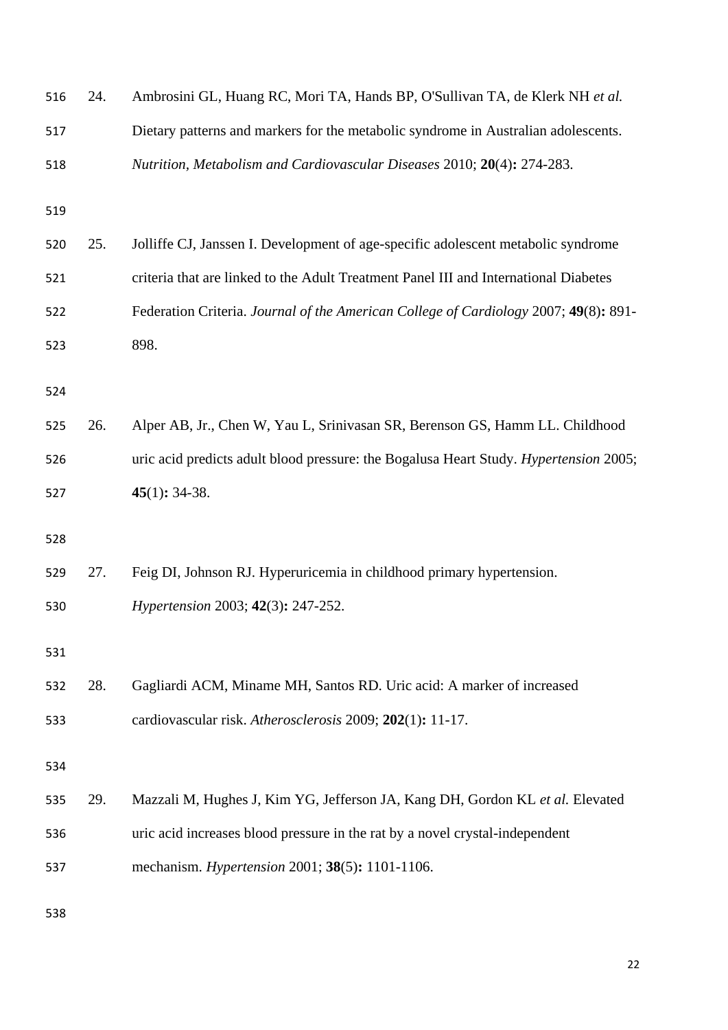24. Ambrosini GL, Huang RC, Mori TA, Hands BP, O'Sullivan TA, de Klerk NH *et al.* Dietary patterns and markers for the metabolic syndrome in Australian adolescents. *Nutrition, Metabolism and Cardiovascular Diseases* 2010; **20**(4)**:** 274-283.

25. Jolliffe CJ, Janssen I. Development of age-specific adolescent metabolic syndrome criteria that are linked to the Adult Treatment Panel III and International Diabetes Federation Criteria. *Journal of the American College of Cardiology* 2007; **49**(8)**:** 891-898.

26. Alper AB, Jr., Chen W, Yau L, Srinivasan SR, Berenson GS, Hamm LL. Childhood uric acid predicts adult blood pressure: the Bogalusa Heart Study. *Hypertension* 2005; **45**(1)**:** 34-38.

27. Feig DI, Johnson RJ. Hyperuricemia in childhood primary hypertension. *Hypertension* 2003; **42**(3)**:** 247-252.

28. Gagliardi ACM, Miname MH, Santos RD. Uric acid: A marker of increased cardiovascular risk. *Atherosclerosis* 2009; **202**(1)**:** 11-17.

29. Mazzali M, Hughes J, Kim YG, Jefferson JA, Kang DH, Gordon KL *et al.* Elevated uric acid increases blood pressure in the rat by a novel crystal-independent mechanism. *Hypertension* 2001; **38**(5)**:** 1101-1106.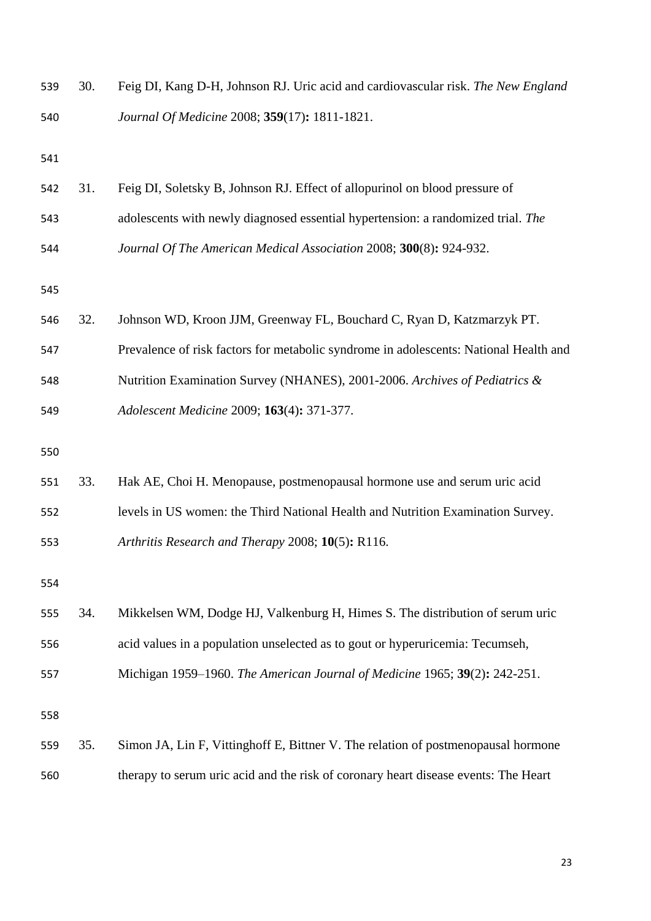30. Feig DI, Kang D-H, Johnson RJ. Uric acid and cardiovascular risk. *The New England Journal Of Medicine* 2008; **359**(17)**:** 1811-1821.

31. Feig DI, Soletsky B, Johnson RJ. Effect of allopurinol on blood pressure of adolescents with newly diagnosed essential hypertension: a randomized trial. *The Journal Of The American Medical Association* 2008; **300**(8)**:** 924-932.

32. Johnson WD, Kroon JJM, Greenway FL, Bouchard C, Ryan D, Katzmarzyk PT. Prevalence of risk factors for metabolic syndrome in adolescents: National Health and Nutrition Examination Survey (NHANES), 2001-2006. *Archives of Pediatrics & Adolescent Medicine* 2009; **163**(4)**:** 371-377.

33. Hak AE, Choi H. Menopause, postmenopausal hormone use and serum uric acid levels in US women: the Third National Health and Nutrition Examination Survey. *Arthritis Research and Therapy* 2008; **10**(5)**:** R116.

34. Mikkelsen WM, Dodge HJ, Valkenburg H, Himes S. The distribution of serum uric acid values in a population unselected as to gout or hyperuricemia: Tecumseh, Michigan 1959–1960. *The American Journal of Medicine* 1965; **39**(2)**:** 242-251.

35. Simon JA, Lin F, Vittinghoff E, Bittner V. The relation of postmenopausal hormone therapy to serum uric acid and the risk of coronary heart disease events: The Heart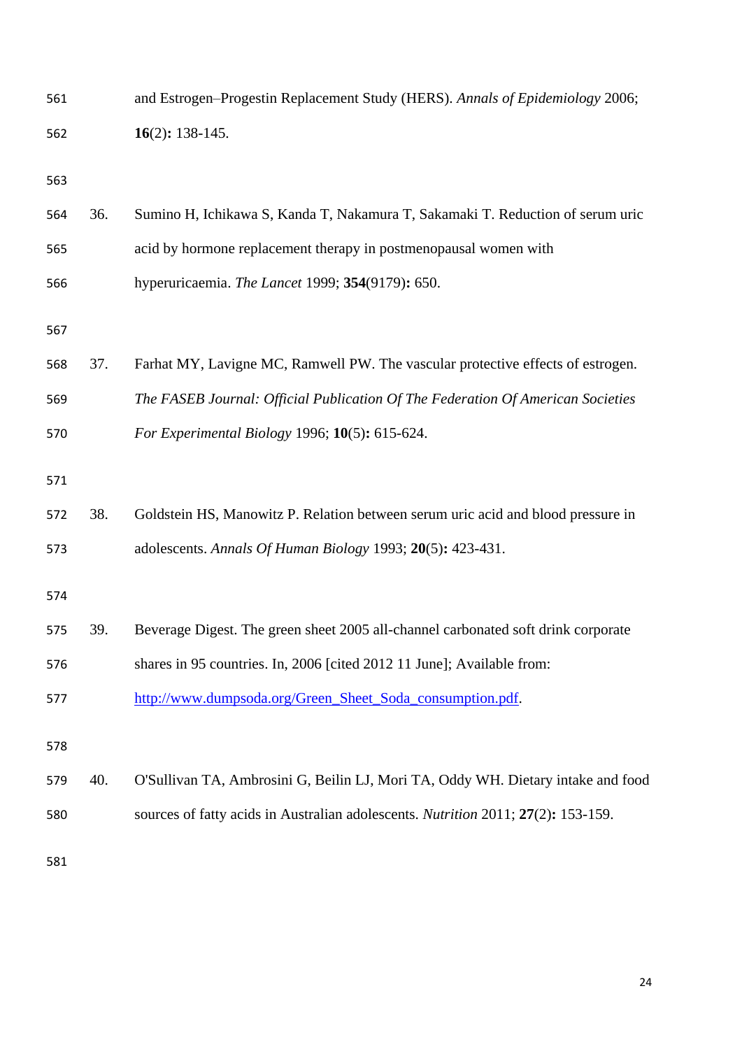and Estrogen–Progestin Replacement Study (HERS). *Annals of Epidemiology* 2006; **16**(2)**:** 138-145.

36. Sumino H, Ichikawa S, Kanda T, Nakamura T, Sakamaki T. Reduction of serum uric acid by hormone replacement therapy in postmenopausal women with hyperuricaemia. *The Lancet* 1999; **354**(9179)**:** 650.

37. Farhat MY, Lavigne MC, Ramwell PW. The vascular protective effects of estrogen. *The FASEB Journal: Official Publication Of The Federation Of American Societies For Experimental Biology* 1996; **10**(5)**:** 615-624.

38. Goldstein HS, Manowitz P. Relation between serum uric acid and blood pressure in adolescents. *Annals Of Human Biology* 1993; **20**(5)**:** 423-431.

39. Beverage Digest. The green sheet 2005 all-channel carbonated soft drink corporate shares in 95 countries. In, 2006 [cited 2012 11 June]; Available from: http://www.dumpsoda.org/Green_Sheet_Soda_consumption.pdf.

40. O'Sullivan TA, Ambrosini G, Beilin LJ, Mori TA, Oddy WH. Dietary intake and food sources of fatty acids in Australian adolescents. *Nutrition* 2011; **27**(2)**:** 153-159.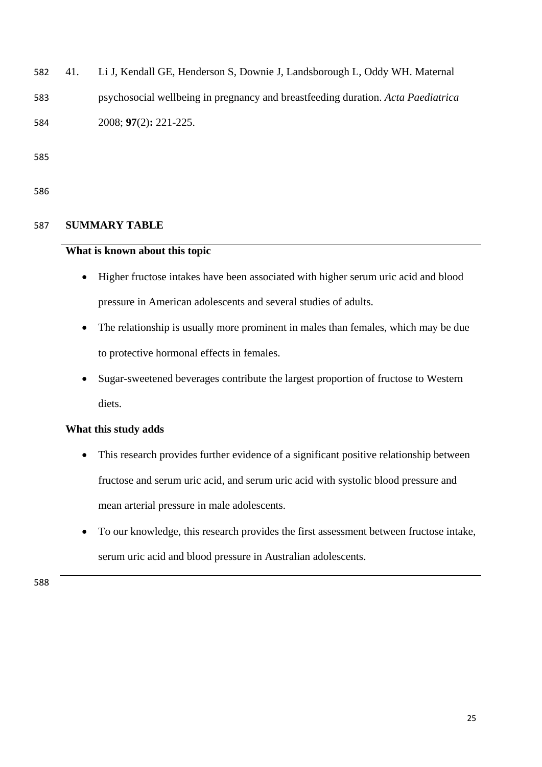41. Li J, Kendall GE, Henderson S, Downie J, Landsborough L, Oddy WH. Maternal psychosocial wellbeing in pregnancy and breastfeeding duration. *Acta Paediatrica* 2008; **97**(2)**:** 221-225.

**SUMMARY TABLE**

**What is known about this topic**

- Higher fructose intakes have been associated with higher serum uric acid and blood pressure in American adolescents and several studies of adults.
- The relationship is usually more prominent in males than females, which may be due to protective hormonal effects in females.
- Sugar-sweetened beverages contribute the largest proportion of fructose to Western diets.

**What this study adds**

- This research provides further evidence of a significant positive relationship between fructose and serum uric acid, and serum uric acid with systolic blood pressure and mean arterial pressure in male adolescents.
- To our knowledge, this research provides the first assessment between fructose intake, serum uric acid and blood pressure in Australian adolescents.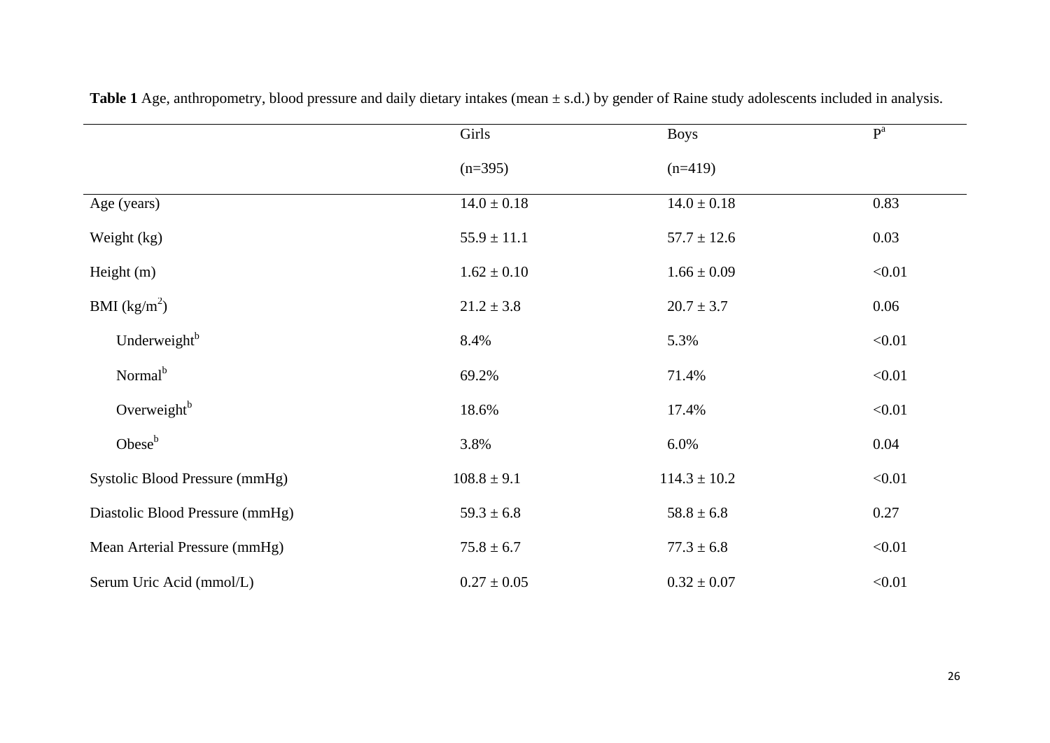**Table 1** Age, anthropometry, blood pressure and daily dietary intakes (mean ± s.d.) by gender of Raine study adolescents included in analysis.

| | Girls (n=395) | Boys (n=419) | P[a] |
|---|---|---|---|
| Age (years) | 14.0 ± 0.18 | 14.0 ± 0.18 | 0.83 |
| Weight (kg) | 55.9 ± 11.1 | 57.7 ± 12.6 | 0.03 |
| Height (m) | 1.62 ± 0.10 | 1.66 ± 0.09 | <0.01 |
| BMI ($kg/m^2$) | 21.2 ± 3.8 | 20.7 ± 3.7 | 0.06 |
| Underweight[b] | 8.4% | 5.3% | <0.01 |
| Normal[b] | 69.2% | 71.4% | <0.01 |
| Overweight[b] | 18.6% | 17.4% | <0.01 |
| Obese[b] | 3.8% | 6.0% | 0.04 |
| Systolic Blood Pressure (mmHg) | 108.8 ± 9.1 | 114.3 ± 10.2 | <0.01 |
| Diastolic Blood Pressure (mmHg) | 59.3 ± 6.8 | 58.8 ± 6.8 | 0.27 |
| Mean Arterial Pressure (mmHg) | 75.8 ± 6.7 | 77.3 ± 6.8 | <0.01 |
| Serum Uric Acid (mmol/L) | 0.27 ± 0.05 | 0.32 ± 0.07 | <0.01 |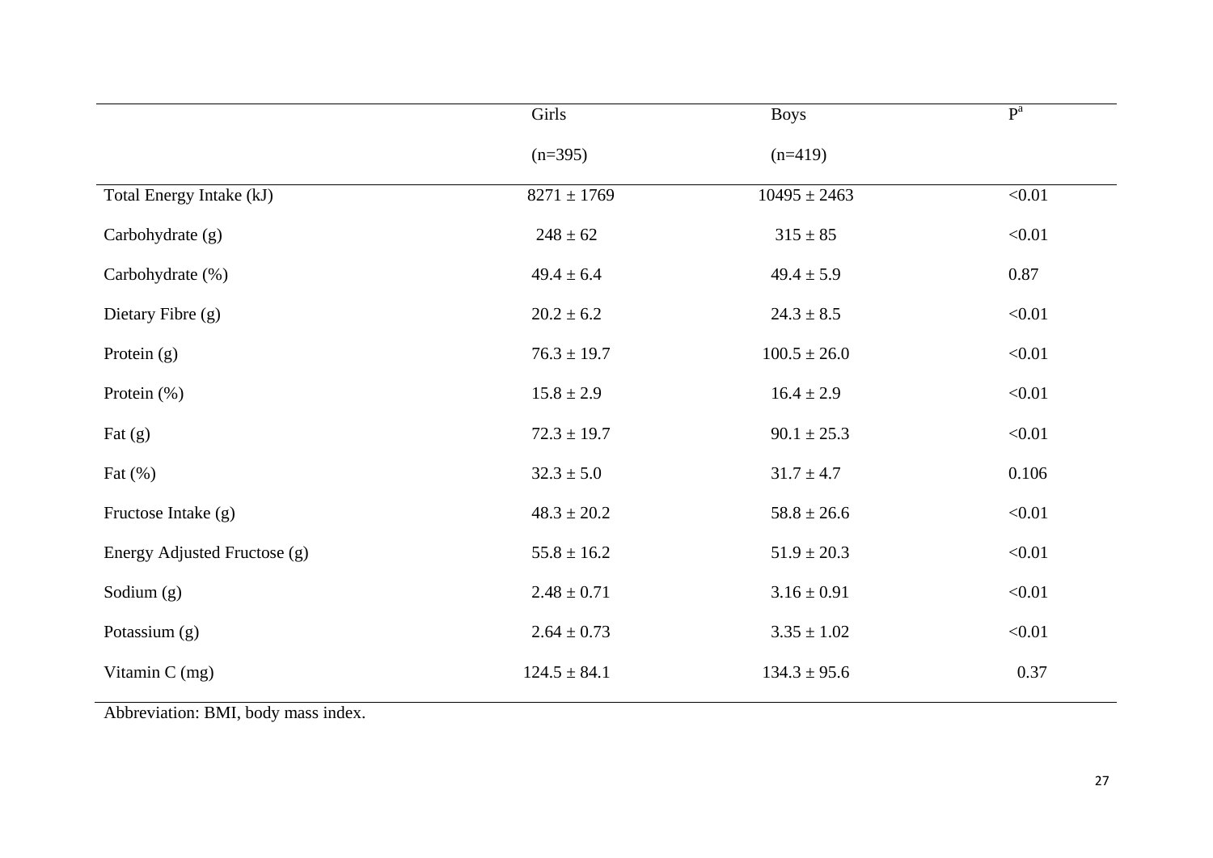| | Girls (n=395) | Boys (n=419) | P[a] |
|---|---|---|---|
| Total Energy Intake (kJ) | 8271 ± 1769 | 10495 ± 2463 | <0.01 |
| Carbohydrate (g) | 248 ± 62 | 315 ± 85 | <0.01 |
| Carbohydrate (%) | 49.4 ± 6.4 | 49.4 ± 5.9 | 0.87 |
| Dietary Fibre (g) | 20.2 ± 6.2 | 24.3 ± 8.5 | <0.01 |
| Protein (g) | 76.3 ± 19.7 | 100.5 ± 26.0 | <0.01 |
| Protein (%) | 15.8 ± 2.9 | 16.4 ± 2.9 | <0.01 |
| Fat (g) | 72.3 ± 19.7 | 90.1 ± 25.3 | <0.01 |
| Fat (%) | 32.3 ± 5.0 | 31.7 ± 4.7 | 0.106 |
| Fructose Intake (g) | 48.3 ± 20.2 | 58.8 ± 26.6 | <0.01 |
| Energy Adjusted Fructose (g) | 55.8 ± 16.2 | 51.9 ± 20.3 | <0.01 |
| Sodium (g) | 2.48 ± 0.71 | 3.16 ± 0.91 | <0.01 |
| Potassium (g) | 2.64 ± 0.73 | 3.35 ± 1.02 | <0.01 |
| Vitamin C (mg) | 124.5 ± 84.1 | 134.3 ± 95.6 | 0.37 |

Abbreviation: BMI, body mass index.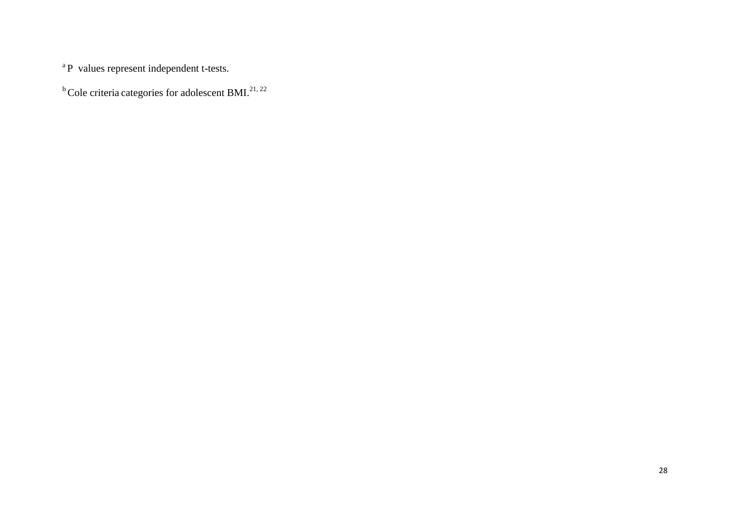[a] P values represent independent t-tests.

[b] Cole criteria categories for adolescent BMI.[21, 22]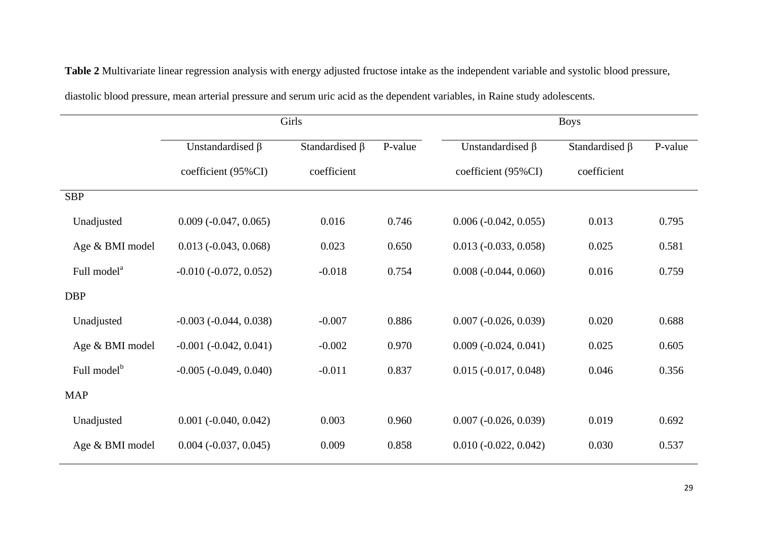**Table 2** Multivariate linear regression analysis with energy adjusted fructose intake as the independent variable and systolic blood pressure, diastolic blood pressure, mean arterial pressure and serum uric acid as the dependent variables, in Raine study adolescents.

| | Girls | | | Boys | | |
|---|---|---|---|---|---|---|
| | Unstandardised β coefficient (95%CI) | Standardised β coefficient | P-value | Unstandardised β coefficient (95%CI) | Standardised β coefficient | P-value |
| SBP | | | | | | |
| Unadjusted | 0.009 (-0.047, 0.065) | 0.016 | 0.746 | 0.006 (-0.042, 0.055) | 0.013 | 0.795 |
| Age & BMI model | 0.013 (-0.043, 0.068) | 0.023 | 0.650 | 0.013 (-0.033, 0.058) | 0.025 | 0.581 |
| Full model[a] | -0.010 (-0.072, 0.052) | -0.018 | 0.754 | 0.008 (-0.044, 0.060) | 0.016 | 0.759 |
| DBP | | | | | | |
| Unadjusted | -0.003 (-0.044, 0.038) | -0.007 | 0.886 | 0.007 (-0.026, 0.039) | 0.020 | 0.688 |
| Age & BMI model | -0.001 (-0.042, 0.041) | -0.002 | 0.970 | 0.009 (-0.024, 0.041) | 0.025 | 0.605 |
| Full model[b] | -0.005 (-0.049, 0.040) | -0.011 | 0.837 | 0.015 (-0.017, 0.048) | 0.046 | 0.356 |
| MAP | | | | | | |
| Unadjusted | 0.001 (-0.040, 0.042) | 0.003 | 0.960 | 0.007 (-0.026, 0.039) | 0.019 | 0.692 |
| Age & BMI model | 0.004 (-0.037, 0.045) | 0.009 | 0.858 | 0.010 (-0.022, 0.042) | 0.030 | 0.537 |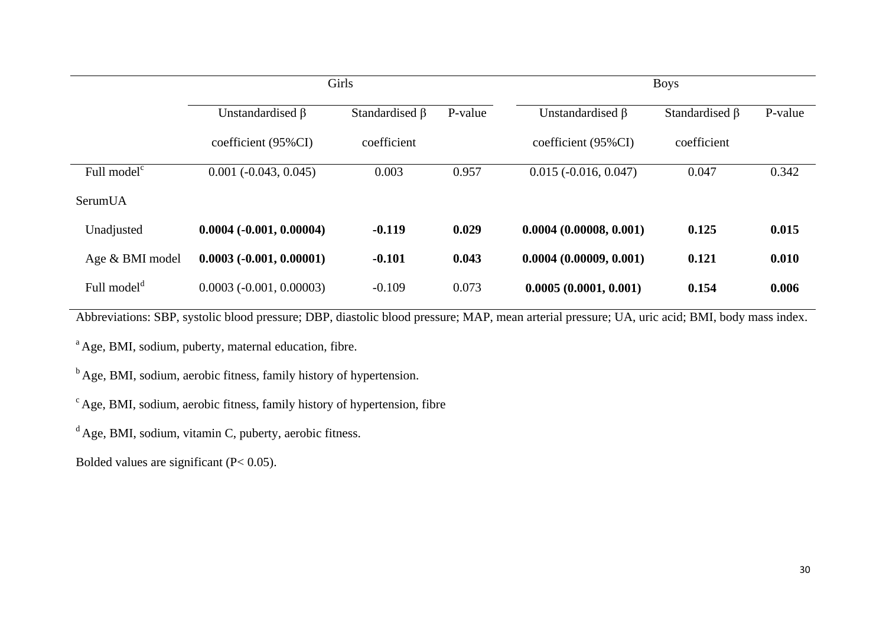| | Girls | | | Boys | | |
|---|---|---|---|---|---|---|
| | Unstandardised β coefficient (95%CI) | Standardised β coefficient | P-value | Unstandardised β coefficient (95%CI) | Standardised β coefficient | P-value |
| Full model[c] | 0.001 (-0.043, 0.045) | 0.003 | 0.957 | 0.015 (-0.016, 0.047) | 0.047 | 0.342 |
| SerumUA | | | | | | |
| Unadjusted | **0.0004 (-0.001, 0.00004)** | **-0.119** | **0.029** | **0.0004 (0.00008, 0.001)** | **0.125** | **0.015** |
| Age & BMI model | **0.0003 (-0.001, 0.00001)** | **-0.101** | **0.043** | **0.0004 (0.00009, 0.001)** | **0.121** | **0.010** |
| Full model[d] | 0.0003 (-0.001, 0.00003) | -0.109 | 0.073 | **0.0005 (0.0001, 0.001)** | **0.154** | **0.006** |

Abbreviations: SBP, systolic blood pressure; DBP, diastolic blood pressure; MAP, mean arterial pressure; UA, uric acid; BMI, body mass index.

[a] Age, BMI, sodium, puberty, maternal education, fibre.

[b] Age, BMI, sodium, aerobic fitness, family history of hypertension.

[c] Age, BMI, sodium, aerobic fitness, family history of hypertension, fibre

[d] Age, BMI, sodium, vitamin C, puberty, aerobic fitness.

Bolded values are significant ($P < 0.05$).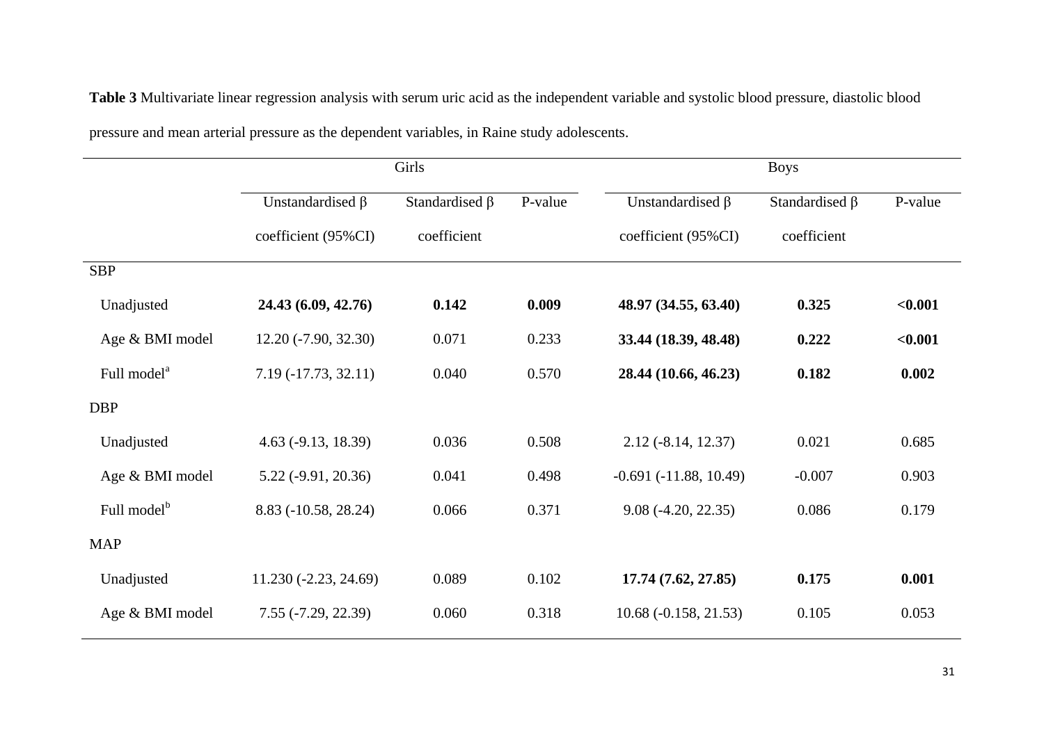**Table 3** Multivariate linear regression analysis with serum uric acid as the independent variable and systolic blood pressure, diastolic blood pressure and mean arterial pressure as the dependent variables, in Raine study adolescents.

| | Girls | | | Boys | | |
|---|---|---|---|---|---|---|
| | Unstandardised β coefficient (95%CI) | Standardised β coefficient | P-value | Unstandardised β coefficient (95%CI) | Standardised β coefficient | P-value |
| SBP | | | | | | |
| Unadjusted | **24.43 (6.09, 42.76)** | **0.142** | **0.009** | **48.97 (34.55, 63.40)** | **0.325** | **<0.001** |
| Age & BMI model | 12.20 (-7.90, 32.30) | 0.071 | 0.233 | **33.44 (18.39, 48.48)** | **0.222** | **<0.001** |
| Full model[a] | 7.19 (-17.73, 32.11) | 0.040 | 0.570 | **28.44 (10.66, 46.23)** | **0.182** | **0.002** |
| DBP | | | | | | |
| Unadjusted | 4.63 (-9.13, 18.39) | 0.036 | 0.508 | 2.12 (-8.14, 12.37) | 0.021 | 0.685 |
| Age & BMI model | 5.22 (-9.91, 20.36) | 0.041 | 0.498 | -0.691 (-11.88, 10.49) | -0.007 | 0.903 |
| Full model[b] | 8.83 (-10.58, 28.24) | 0.066 | 0.371 | 9.08 (-4.20, 22.35) | 0.086 | 0.179 |
| MAP | | | | | | |
| Unadjusted | 11.230 (-2.23, 24.69) | 0.089 | 0.102 | **17.74 (7.62, 27.85)** | **0.175** | **0.001** |
| Age & BMI model | 7.55 (-7.29, 22.39) | 0.060 | 0.318 | 10.68 (-0.158, 21.53) | 0.105 | 0.053 |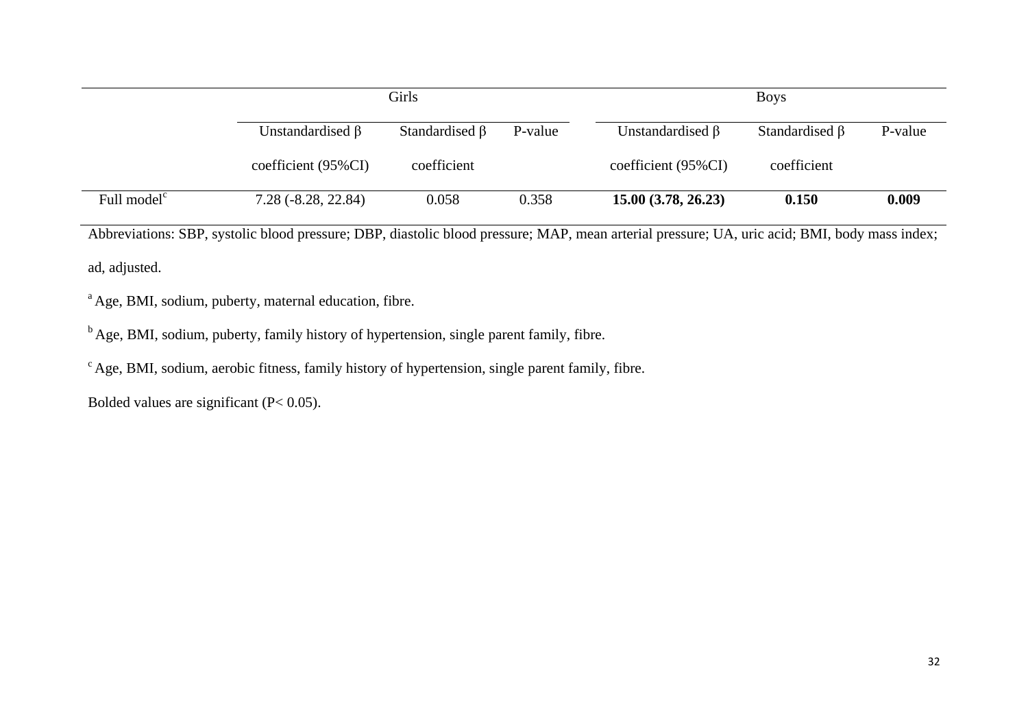| | Girls | | | Boys | | |
|---|---|---|---|---|---|---|
| | Unstandardised β coefficient (95%CI) | Standardised β coefficient | P-value | Unstandardised β coefficient (95%CI) | Standardised β coefficient | P-value |
| Full model[c] | 7.28 (-8.28, 22.84) | 0.058 | 0.358 | **15.00 (3.78, 26.23)** | **0.150** | **0.009** |

Abbreviations: SBP, systolic blood pressure; DBP, diastolic blood pressure; MAP, mean arterial pressure; UA, uric acid; BMI, body mass index; ad, adjusted.

[a] Age, BMI, sodium, puberty, maternal education, fibre.

[b] Age, BMI, sodium, puberty, family history of hypertension, single parent family, fibre.

[c] Age, BMI, sodium, aerobic fitness, family history of hypertension, single parent family, fibre.

Bolded values are significant ($P < 0.05$).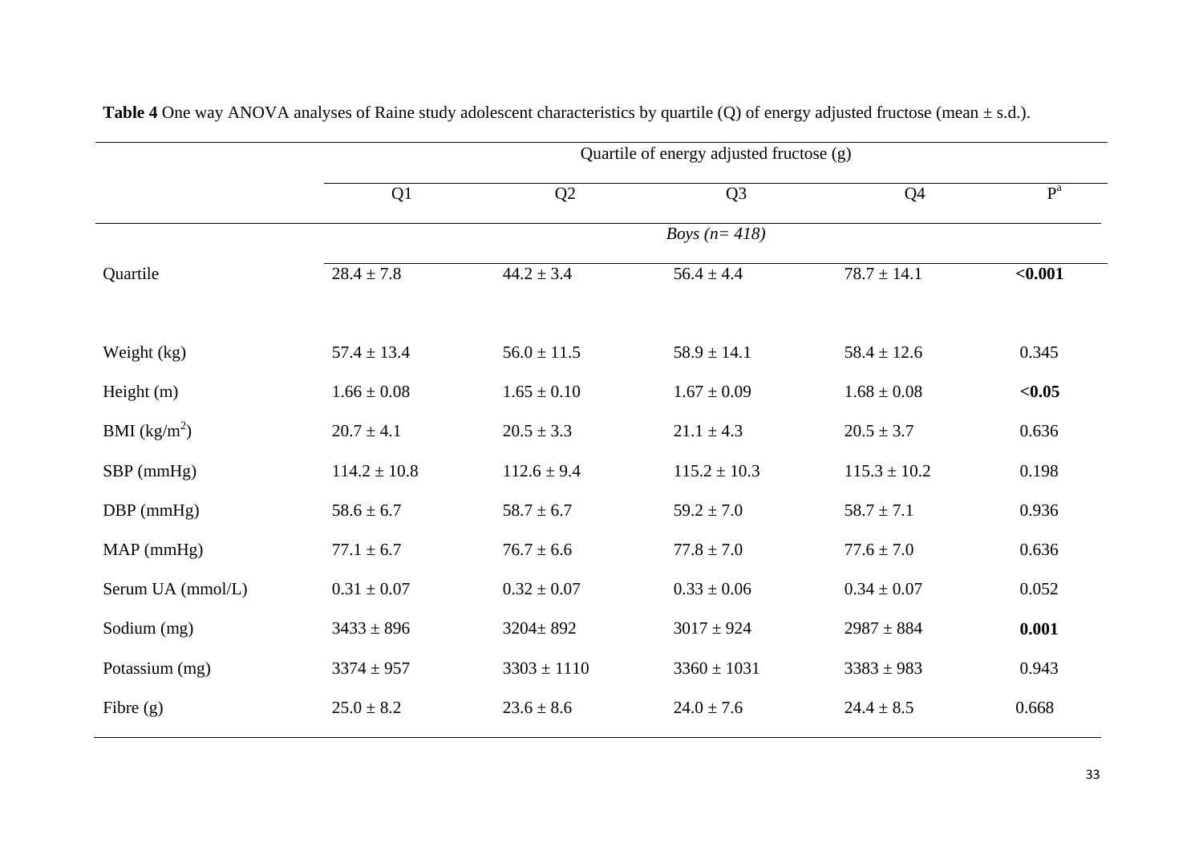**Table 4** One way ANOVA analyses of Raine study adolescent characteristics by quartile (Q) of energy adjusted fructose (mean ± s.d.).

| | Quartile of energy adjusted fructose (g) | | | | |
|---|---|---|---|---|---|
| | Q1 | Q2 | Q3 | Q4 | P[a] |
| | | | *Boys (n= 418)* | | |
| Quartile | 28.4 ± 7.8 | 44.2 ± 3.4 | 56.4 ± 4.4 | 78.7 ± 14.1 | **<0.001** |
| Weight (kg) | 57.4 ± 13.4 | 56.0 ± 11.5 | 58.9 ± 14.1 | 58.4 ± 12.6 | 0.345 |
| Height (m) | 1.66 ± 0.08 | 1.65 ± 0.10 | 1.67 ± 0.09 | 1.68 ± 0.08 | **<0.05** |
| BMI ($kg/m^2$) | 20.7 ± 4.1 | 20.5 ± 3.3 | 21.1 ± 4.3 | 20.5 ± 3.7 | 0.636 |
| SBP (mmHg) | 114.2 ± 10.8 | 112.6 ± 9.4 | 115.2 ± 10.3 | 115.3 ± 10.2 | 0.198 |
| DBP (mmHg) | 58.6 ± 6.7 | 58.7 ± 6.7 | 59.2 ± 7.0 | 58.7 ± 7.1 | 0.936 |
| MAP (mmHg) | 77.1 ± 6.7 | 76.7 ± 6.6 | 77.8 ± 7.0 | 77.6 ± 7.0 | 0.636 |
| Serum UA (mmol/L) | 0.31 ± 0.07 | 0.32 ± 0.07 | 0.33 ± 0.06 | 0.34 ± 0.07 | 0.052 |
| Sodium (mg) | 3433 ± 896 | 3204± 892 | 3017 ± 924 | 2987 ± 884 | **0.001** |
| Potassium (mg) | 3374 ± 957 | 3303 ± 1110 | 3360 ± 1031 | 3383 ± 983 | 0.943 |
| Fibre (g) | 25.0 ± 8.2 | 23.6 ± 8.6 | 24.0 ± 7.6 | 24.4 ± 8.5 | 0.668 |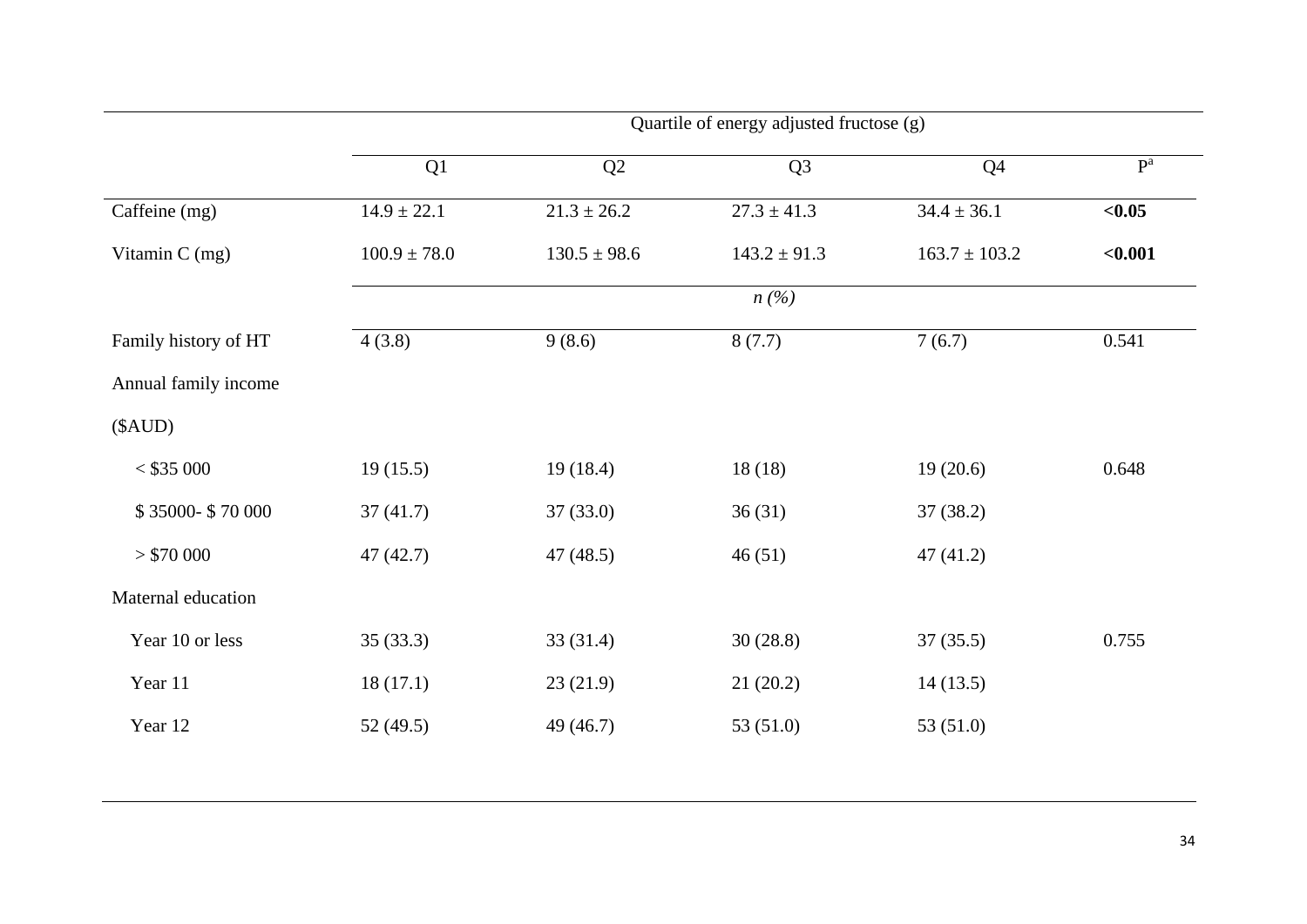| | Quartile of energy adjusted fructose (g) | | | | |
|---|---|---|---|---|---|
| | Q1 | Q2 | Q3 | Q4 | P[a] |
| Caffeine (mg) | 14.9 ± 22.1 | 21.3 ± 26.2 | 27.3 ± 41.3 | 34.4 ± 36.1 | **<0.05** |
| Vitamin C (mg) | 100.9 ± 78.0 | 130.5 ± 98.6 | 143.2 ± 91.3 | 163.7 ± 103.2 | **<0.001** |
| | *n (%)* | | | | |
| Family history of HT | 4 (3.8) | 9 (8.6) | 8 (7.7) | 7 (6.7) | 0.541 |
| Annual family income ($AUD) | | | | | |
| < $35 000 | 19 (15.5) | 19 (18.4) | 18 (18) | 19 (20.6) | 0.648 |
| $ 35000- $ 70 000 | 37 (41.7) | 37 (33.0) | 36 (31) | 37 (38.2) | |
| > $70 000 | 47 (42.7) | 47 (48.5) | 46 (51) | 47 (41.2) | |
| Maternal education | | | | | |
| Year 10 or less | 35 (33.3) | 33 (31.4) | 30 (28.8) | 37 (35.5) | 0.755 |
| Year 11 | 18 (17.1) | 23 (21.9) | 21 (20.2) | 14 (13.5) | |
| Year 12 | 52 (49.5) | 49 (46.7) | 53 (51.0) | 53 (51.0) | |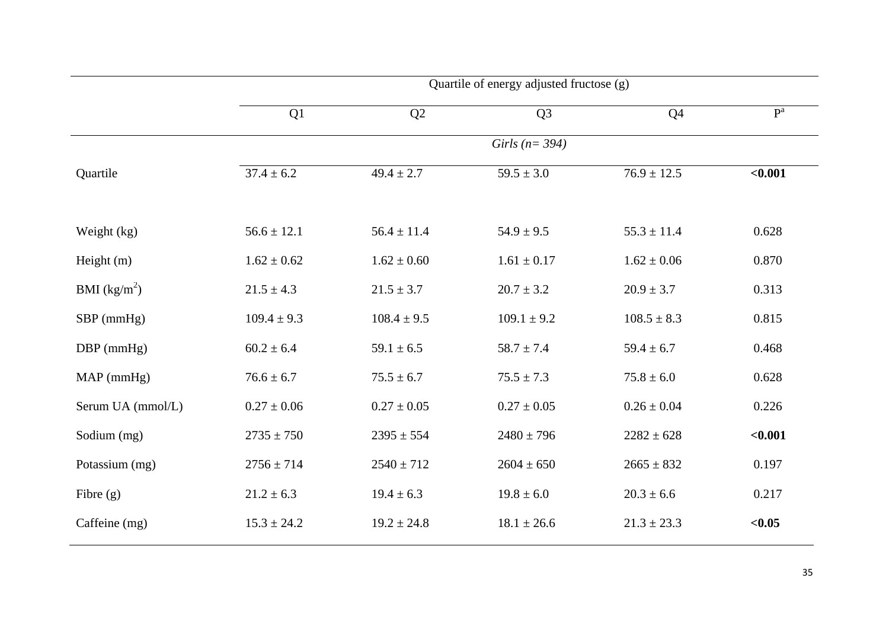| | Quartile of energy adjusted fructose (g) | | | | |
|---|---|---|---|---|---|
| | Q1 | Q2 | Q3 | Q4 | P[a] |
| | *Girls (n= 394)* | | | | |
| Quartile | 37.4 ± 6.2 | 49.4 ± 2.7 | 59.5 ± 3.0 | 76.9 ± 12.5 | **<0.001** |
| Weight (kg) | 56.6 ± 12.1 | 56.4 ± 11.4 | 54.9 ± 9.5 | 55.3 ± 11.4 | 0.628 |
| Height (m) | 1.62 ± 0.62 | 1.62 ± 0.60 | 1.61 ± 0.17 | 1.62 ± 0.06 | 0.870 |
| BMI ($kg/m^2$) | 21.5 ± 4.3 | 21.5 ± 3.7 | 20.7 ± 3.2 | 20.9 ± 3.7 | 0.313 |
| SBP (mmHg) | 109.4 ± 9.3 | 108.4 ± 9.5 | 109.1 ± 9.2 | 108.5 ± 8.3 | 0.815 |
| DBP (mmHg) | 60.2 ± 6.4 | 59.1 ± 6.5 | 58.7 ± 7.4 | 59.4 ± 6.7 | 0.468 |
| MAP (mmHg) | 76.6 ± 6.7 | 75.5 ± 6.7 | 75.5 ± 7.3 | 75.8 ± 6.0 | 0.628 |
| Serum UA (mmol/L) | 0.27 ± 0.06 | 0.27 ± 0.05 | 0.27 ± 0.05 | 0.26 ± 0.04 | 0.226 |
| Sodium (mg) | 2735 ± 750 | 2395 ± 554 | 2480 ± 796 | 2282 ± 628 | **<0.001** |
| Potassium (mg) | 2756 ± 714 | 2540 ± 712 | 2604 ± 650 | 2665 ± 832 | 0.197 |
| Fibre (g) | 21.2 ± 6.3 | 19.4 ± 6.3 | 19.8 ± 6.0 | 20.3 ± 6.6 | 0.217 |
| Caffeine (mg) | 15.3 ± 24.2 | 19.2 ± 24.8 | 18.1 ± 26.6 | 21.3 ± 23.3 | **<0.05** |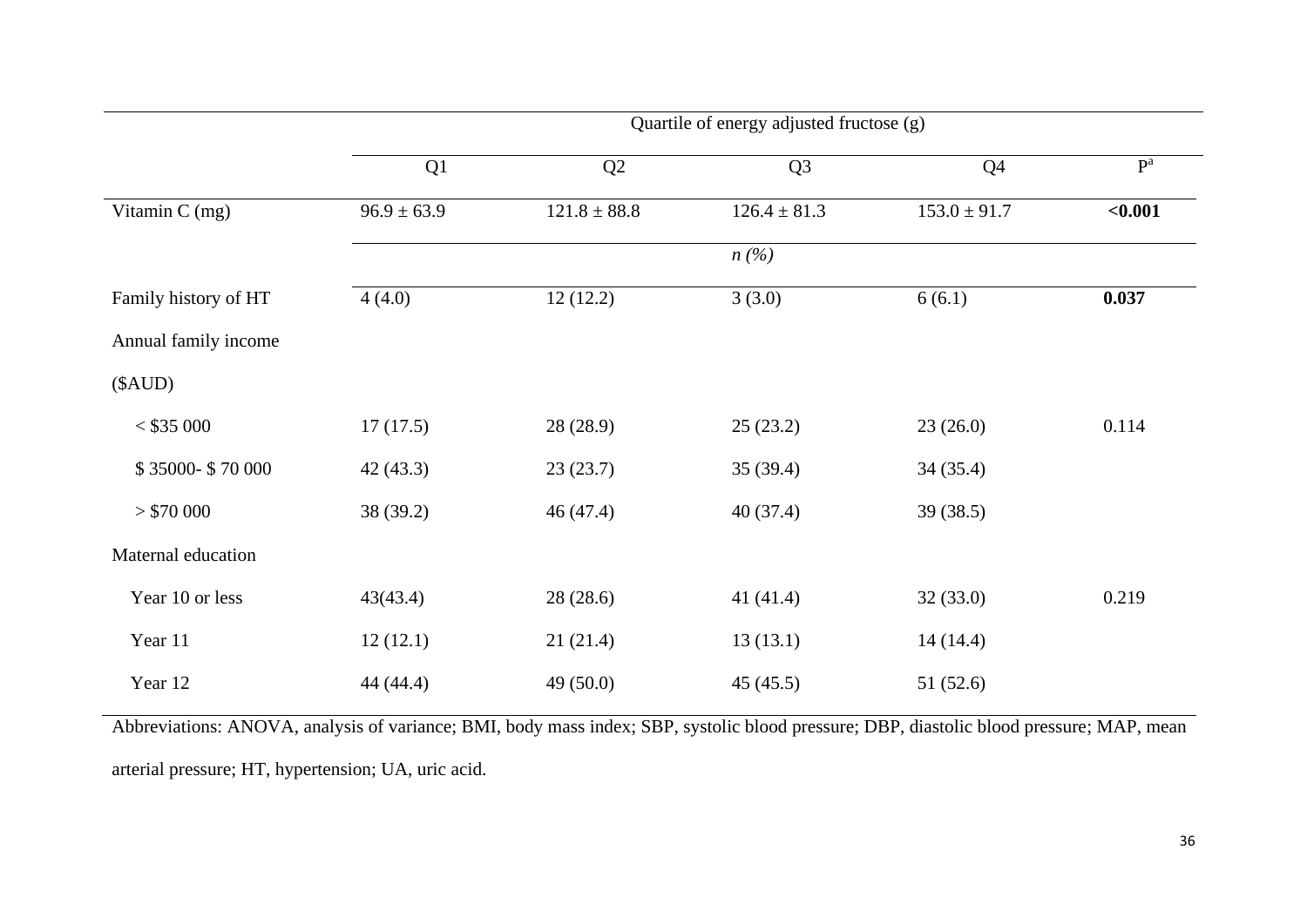| | Quartile of energy adjusted fructose (g) | | | | |
|---|---|---|---|---|---|
| | Q1 | Q2 | Q3 | Q4 | P[a] |
| Vitamin C (mg) | 96.9 ± 63.9 | 121.8 ± 88.8 | 126.4 ± 81.3 | 153.0 ± 91.7 | **<0.001** |
| | | | *n (%)* | | |
| Family history of HT | 4 (4.0) | 12 (12.2) | 3 (3.0) | 6 (6.1) | **0.037** |
| Annual family income ($AUD) | | | | | |
| < $35 000 | 17 (17.5) | 28 (28.9) | 25 (23.2) | 23 (26.0) | 0.114 |
| $ 35000- $ 70 000 | 42 (43.3) | 23 (23.7) | 35 (39.4) | 34 (35.4) | |
| > $70 000 | 38 (39.2) | 46 (47.4) | 40 (37.4) | 39 (38.5) | |
| Maternal education | | | | | |
| Year 10 or less | 43(43.4) | 28 (28.6) | 41 (41.4) | 32 (33.0) | 0.219 |
| Year 11 | 12 (12.1) | 21 (21.4) | 13 (13.1) | 14 (14.4) | |
| Year 12 | 44 (44.4) | 49 (50.0) | 45 (45.5) | 51 (52.6) | |

Abbreviations: ANOVA, analysis of variance; BMI, body mass index; SBP, systolic blood pressure; DBP, diastolic blood pressure; MAP, mean arterial pressure; HT, hypertension; UA, uric acid.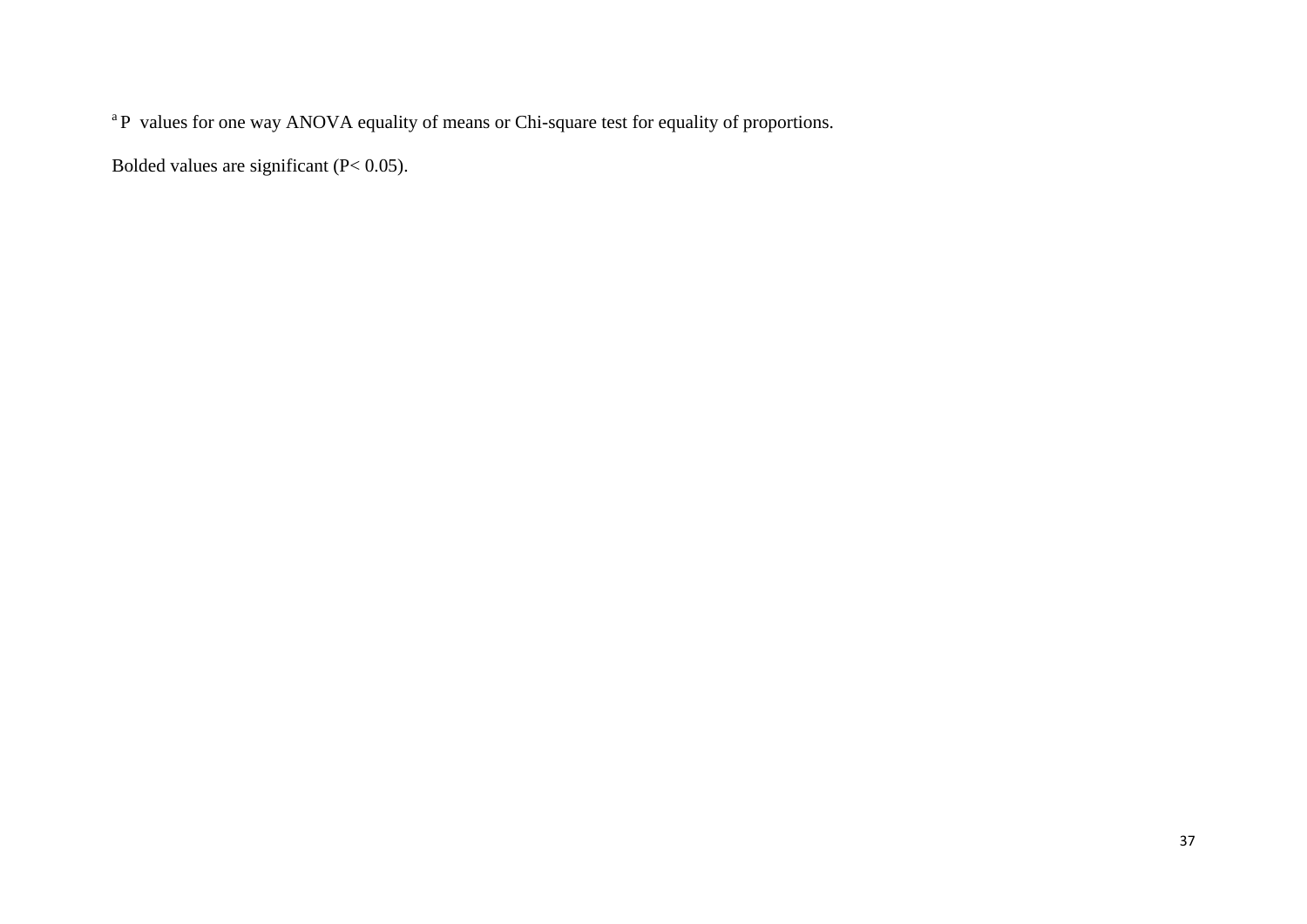[a] P values for one way ANOVA equality of means or Chi-square test for equality of proportions.

Bolded values are significant ($P < 0.05$).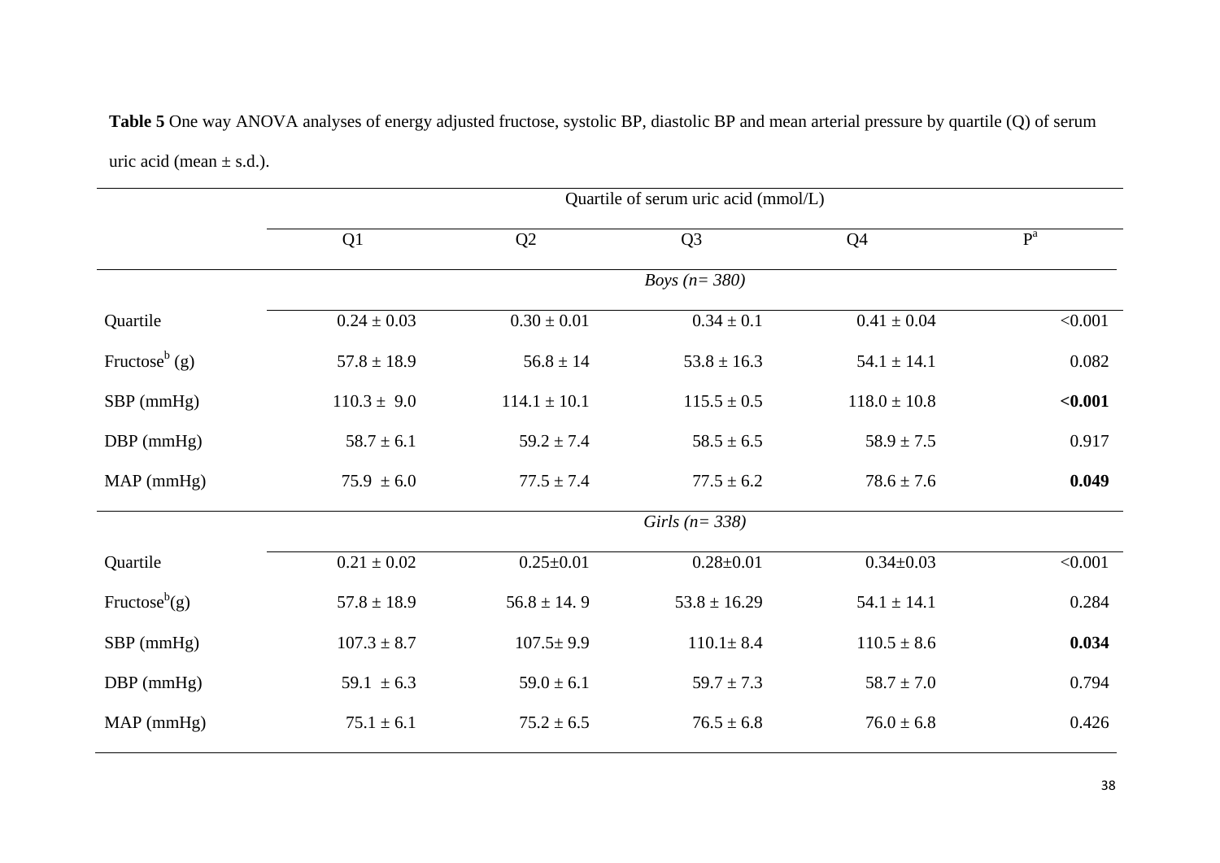**Table 5** One way ANOVA analyses of energy adjusted fructose, systolic BP, diastolic BP and mean arterial pressure by quartile (Q) of serum uric acid (mean ± s.d.).

| | Quartile of serum uric acid (mmol/L) | | | | |
|---|---|---|---|---|---|
| | Q1 | Q2 | Q3 | Q4 | P[a] |
| | | | *Boys (n= 380)* | | |
| Quartile | 0.24 ± 0.03 | 0.30 ± 0.01 | 0.34 ± 0.1 | 0.41 ± 0.04 | <0.001 |
| Fructose[b] (g) | 57.8 ± 18.9 | 56.8 ± 14 | 53.8 ± 16.3 | 54.1 ± 14.1 | 0.082 |
| SBP (mmHg) | 110.3 ± 9.0 | 114.1 ± 10.1 | 115.5 ± 0.5 | 118.0 ± 10.8 | **<0.001** |
| DBP (mmHg) | 58.7 ± 6.1 | 59.2 ± 7.4 | 58.5 ± 6.5 | 58.9 ± 7.5 | 0.917 |
| MAP (mmHg) | 75.9 ± 6.0 | 77.5 ± 7.4 | 77.5 ± 6.2 | 78.6 ± 7.6 | **0.049** |
| | | | *Girls (n= 338)* | | |
| Quartile | 0.21 ± 0.02 | 0.25±0.01 | 0.28±0.01 | 0.34±0.03 | <0.001 |
| Fructose[b](g) | 57.8 ± 18.9 | 56.8 ± 14. 9 | 53.8 ± 16.29 | 54.1 ± 14.1 | 0.284 |
| SBP (mmHg) | 107.3 ± 8.7 | 107.5± 9.9 | 110.1± 8.4 | 110.5 ± 8.6 | **0.034** |
| DBP (mmHg) | 59.1 ± 6.3 | 59.0 ± 6.1 | 59.7 ± 7.3 | 58.7 ± 7.0 | 0.794 |
| MAP (mmHg) | 75.1 ± 6.1 | 75.2 ± 6.5 | 76.5 ± 6.8 | 76.0 ± 6.8 | 0.426 |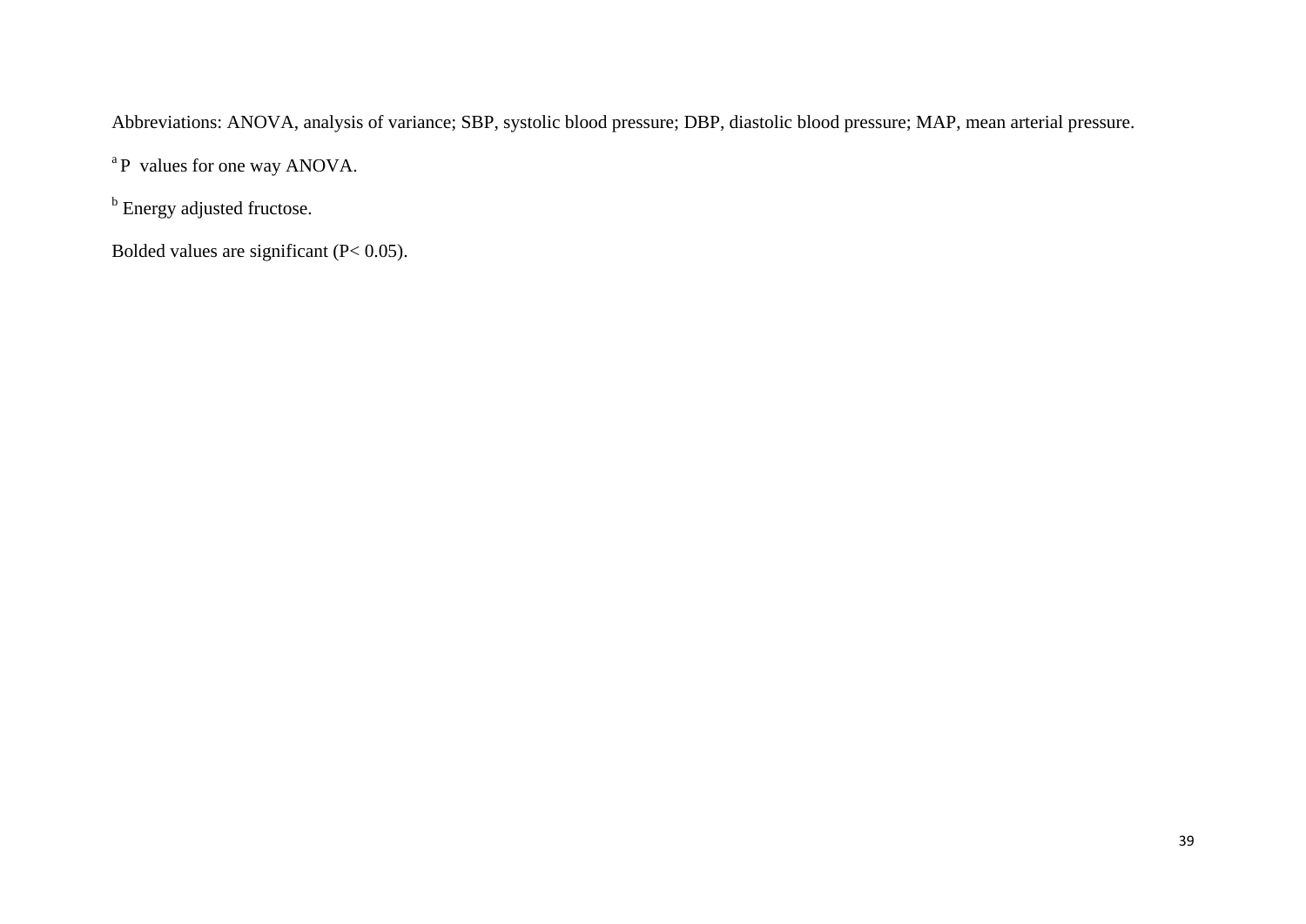Abbreviations: ANOVA, analysis of variance; SBP, systolic blood pressure; DBP, diastolic blood pressure; MAP, mean arterial pressure.

[a] P values for one way ANOVA.

[b] Energy adjusted fructose.

Bolded values are significant ($P < 0.05$).